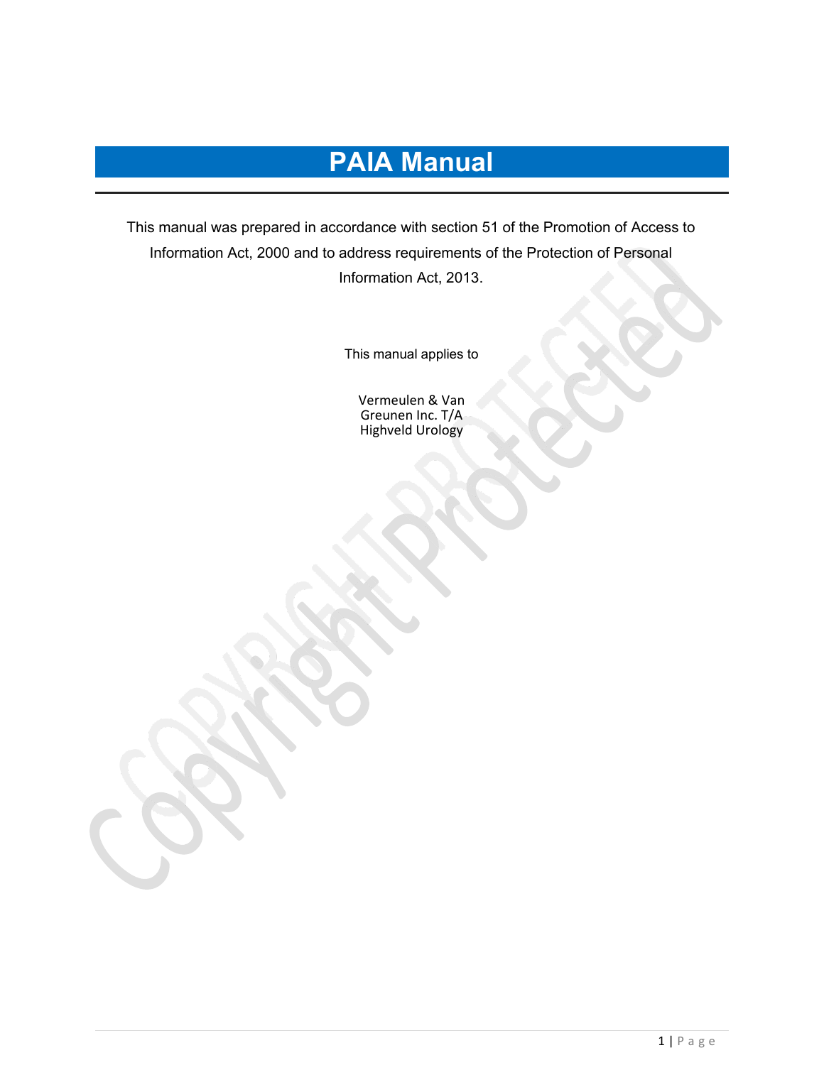# PAIA Manual

This manual was prepared in accordance with section 51 of the Promotion of Access to Information Act, 2000 and to address requirements of the Protection of Personal Information Act, 2013.

This manual applies to

Vermeulen & Van Greunen Inc. T/A Highveld Urology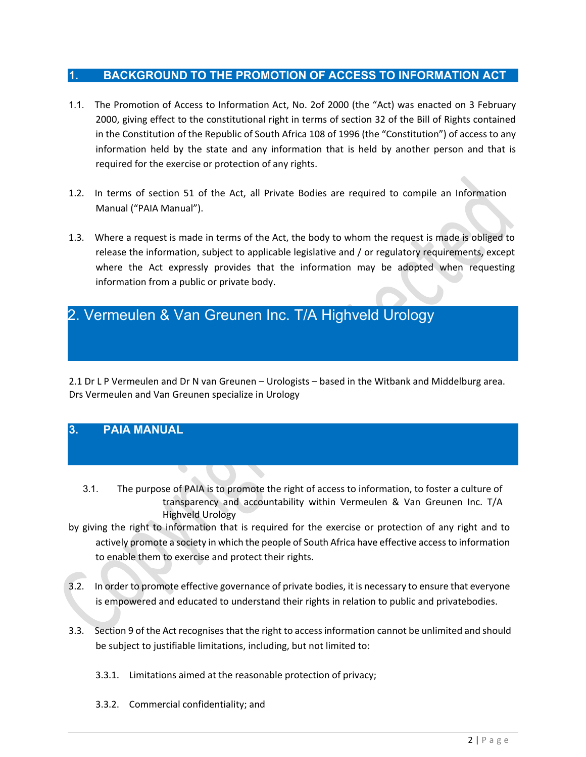# 1. BACKGROUND TO THE PROMOTION OF ACCESS TO INFORMATION ACT

1.1. The Promotion of Access to Information Act, No. 2of 2000 (the "Act) was enacted on 3 February 2000, giving effect to the constitutional right in terms of section 32 of the Bill of Rights contained in the Constitution of the Republic of South Africa 108 of 1996 (the "Constitution") of access to any information held by the state and any information that is held by another person and that is required for the exercise or protection of any rights.

1.2. In terms of section 51 of the Act, all Private Bodies are required to compile an Information Manual ("PAIA Manual").

1.3. Where a request is made in terms of the Act, the body to whom the request is made is obliged to release the information, subject to applicable legislative and / or regulatory requirements, except where the Act expressly provides that the information may be adopted when requesting information from a public or private body.

# 2. Vermeulen & Van Greunen Inc. T/A Highveld Urology

2.1 Dr L P Vermeulen and Dr N van Greunen – Urologists – based in the Witbank and Middelburg area. Drs Vermeulen and Van Greunen specialize in Urology

# 3. PAIA MANUAL

3.1. The purpose of PAIA is to promote the right of access to information, to foster a culture of transparency and accountability within Vermeulen & Van Greunen Inc. T/A Highveld Urology by giving the right to information that is required for the exercise or protection of any right and to actively promote a society in which the people of South Africa have effective access to information to enable them to exercise and protect their rights.

3.2. In order to promote effective governance of private bodies, it is necessary to ensure that everyone is empowered and educated to understand their rights in relation to public and privatebodies.

3.3. Section 9 of the Act recognises that the right to access information cannot be unlimited and should be subject to justifiable limitations, including, but not limited to:

3.3.1. Limitations aimed at the reasonable protection of privacy;

3.3.2. Commercial confidentiality; and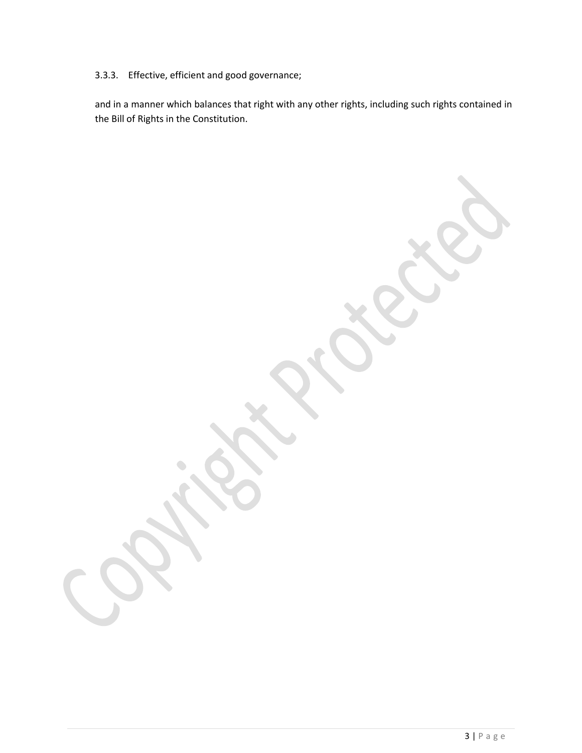3.3.3. Effective, efficient and good governance;

and in a manner which balances that right with any other rights, including such rights contained in the Bill of Rights in the Constitution.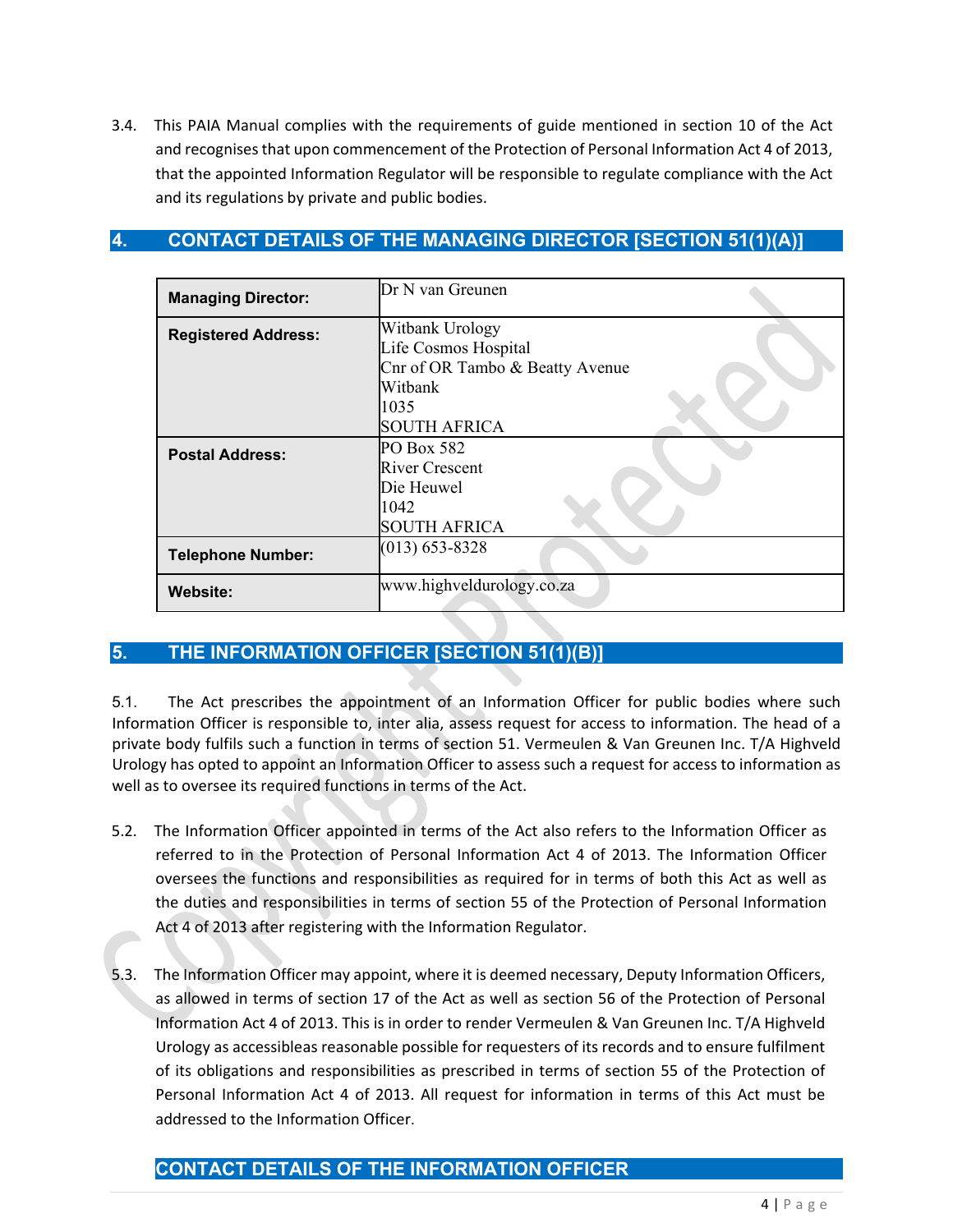3.4. This PAIA Manual complies with the requirements of guide mentioned in section 10 of the Act and recognises that upon commencement of the Protection of Personal Information Act 4 of 2013, that the appointed Information Regulator will be responsible to regulate compliance with the Act and its regulations by private and public bodies.

## 4. CONTACT DETAILS OF THE MANAGING DIRECTOR [SECTION 51(1)(A)]

| | |
|---|---|
| **Managing Director:** | Dr N van Greunen |
| **Registered Address:** | Witbank Urology<br>Life Cosmos Hospital<br>Cnr of OR Tambo & Beatty Avenue<br>Witbank<br>1035<br>SOUTH AFRICA |
| **Postal Address:** | PO Box 582<br>River Crescent<br>Die Heuwel<br>1042<br>SOUTH AFRICA |
| **Telephone Number:** | (013) 653-8328 |
| **Website:** | www.highveldurology.co.za |

## 5. THE INFORMATION OFFICER [SECTION 51(1)(B)]

5.1. The Act prescribes the appointment of an Information Officer for public bodies where such Information Officer is responsible to, inter alia, assess request for access to information. The head of a private body fulfils such a function in terms of section 51. Vermeulen & Van Greunen Inc. T/A Highveld Urology has opted to appoint an Information Officer to assess such a request for access to information as well as to oversee its required functions in terms of the Act.

5.2. The Information Officer appointed in terms of the Act also refers to the Information Officer as referred to in the Protection of Personal Information Act 4 of 2013. The Information Officer oversees the functions and responsibilities as required for in terms of both this Act as well as the duties and responsibilities in terms of section 55 of the Protection of Personal Information Act 4 of 2013 after registering with the Information Regulator.

5.3. The Information Officer may appoint, where it is deemed necessary, Deputy Information Officers, as allowed in terms of section 17 of the Act as well as section 56 of the Protection of Personal Information Act 4 of 2013. This is in order to render Vermeulen & Van Greunen Inc. T/A Highveld Urology as accessibleas reasonable possible for requesters of its records and to ensure fulfilment of its obligations and responsibilities as prescribed in terms of section 55 of the Protection of Personal Information Act 4 of 2013. All request for information in terms of this Act must be addressed to the Information Officer.

## CONTACT DETAILS OF THE INFORMATION OFFICER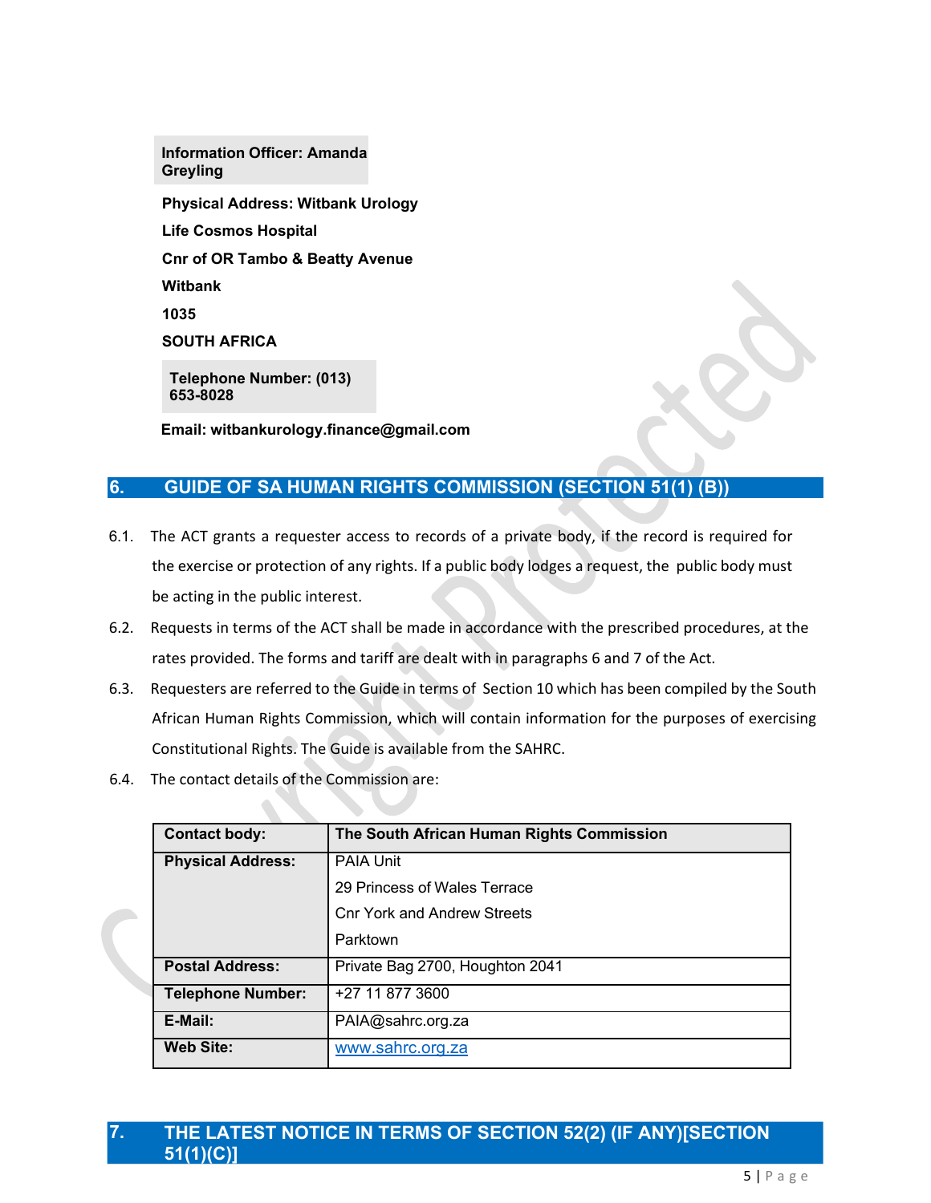**Information Officer: Amanda Greyling**

**Physical Address: Witbank Urology**

**Life Cosmos Hospital**

**Cnr of OR Tambo & Beatty Avenue**

**Witbank**

**1035**

**SOUTH AFRICA**

**Telephone Number: (013) 653-8028**

**Email: witbankurology.finance@gmail.com**

## 6. GUIDE OF SA HUMAN RIGHTS COMMISSION (SECTION 51(1) (B))

6.1. The ACT grants a requester access to records of a private body, if the record is required for the exercise or protection of any rights. If a public body lodges a request, the public body must be acting in the public interest.

6.2. Requests in terms of the ACT shall be made in accordance with the prescribed procedures, at the rates provided. The forms and tariff are dealt with in paragraphs 6 and 7 of the Act.

6.3. Requesters are referred to the Guide in terms of Section 10 which has been compiled by the South African Human Rights Commission, which will contain information for the purposes of exercising Constitutional Rights. The Guide is available from the SAHRC.

6.4. The contact details of the Commission are:

| **Contact body:** | **The South African Human Rights Commission** |
|---|---|
| **Physical Address:** | PAIA Unit<br>29 Princess of Wales Terrace<br>Cnr York and Andrew Streets<br>Parktown |
| **Postal Address:** | Private Bag 2700, Houghton 2041 |
| **Telephone Number:** | +27 11 877 3600 |
| **E-Mail:** | PAIA@sahrc.org.za |
| **Web Site:** | www.sahrc.org.za |

## 7. THE LATEST NOTICE IN TERMS OF SECTION 52(2) (IF ANY)[SECTION 51(1)(C)]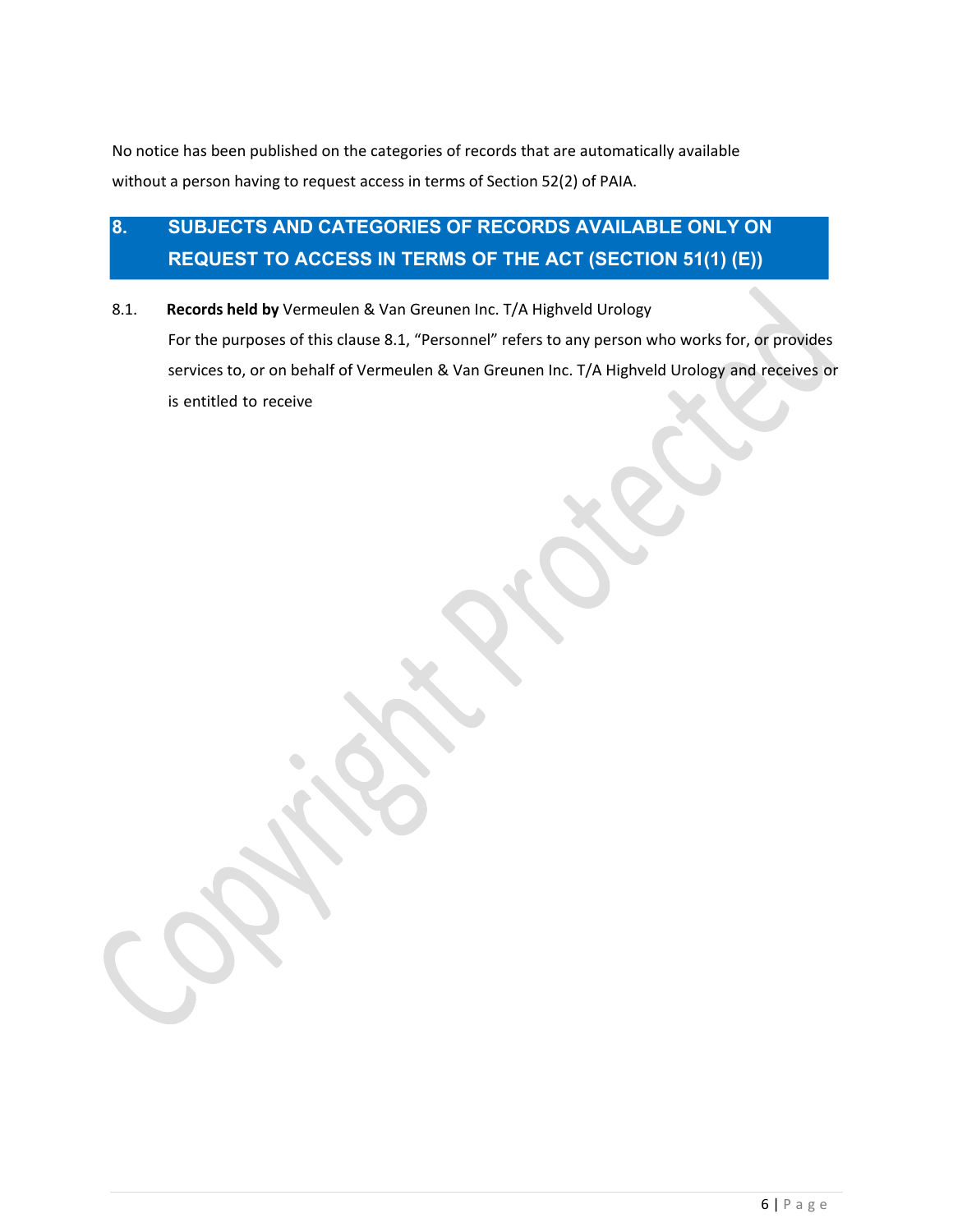No notice has been published on the categories of records that are automatically available without a person having to request access in terms of Section 52(2) of PAIA.

## 8. SUBJECTS AND CATEGORIES OF RECORDS AVAILABLE ONLY ON REQUEST TO ACCESS IN TERMS OF THE ACT (SECTION 51(1) (E))

8.1. **Records held by** Vermeulen & Van Greunen Inc. T/A Highveld Urology

For the purposes of this clause 8.1, "Personnel" refers to any person who works for, or provides services to, or on behalf of Vermeulen & Van Greunen Inc. T/A Highveld Urology and receives or is entitled to receive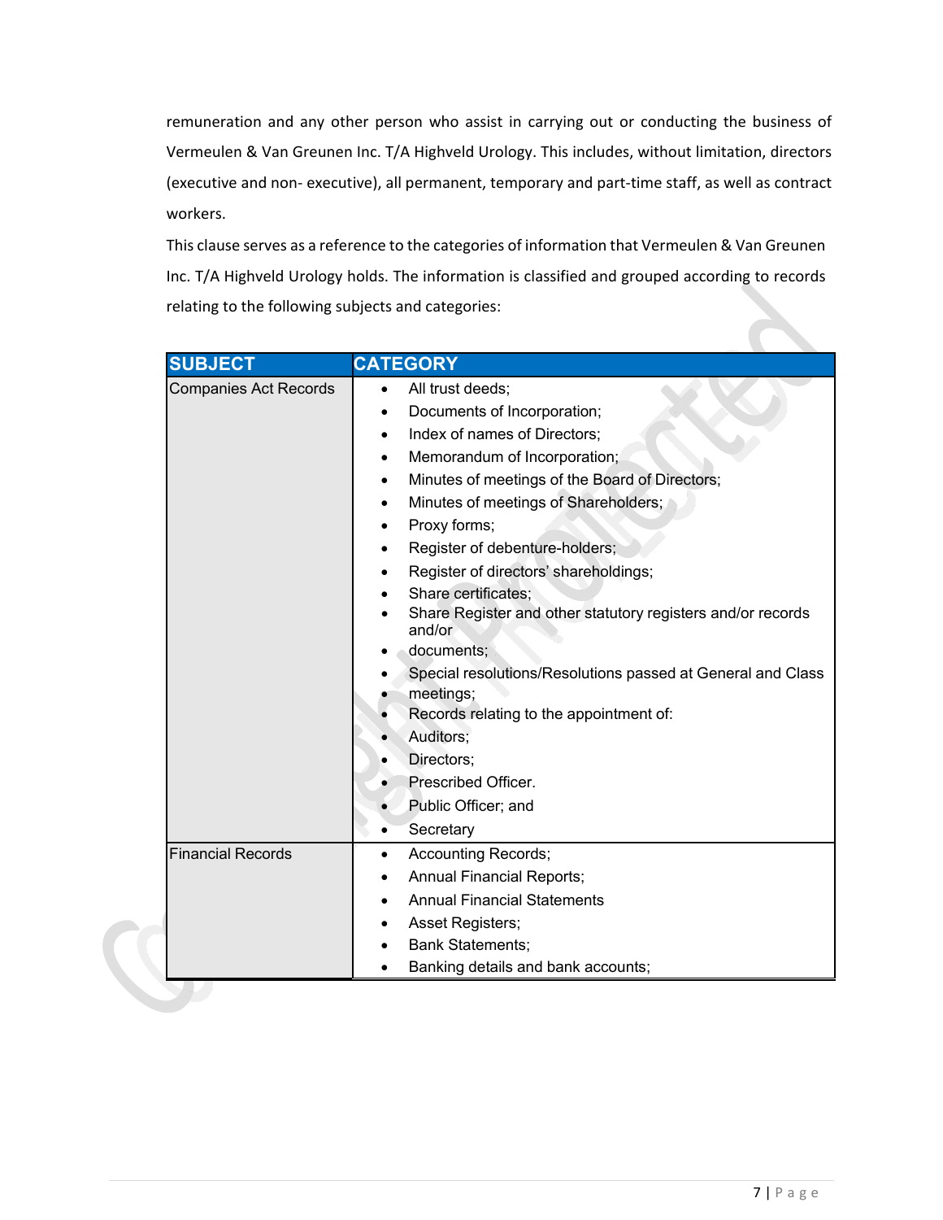remuneration and any other person who assist in carrying out or conducting the business of Vermeulen & Van Greunen Inc. T/A Highveld Urology. This includes, without limitation, directors (executive and non- executive), all permanent, temporary and part-time staff, as well as contract workers.

This clause serves as a reference to the categories of information that Vermeulen & Van Greunen Inc. T/A Highveld Urology holds. The information is classified and grouped according to records relating to the following subjects and categories:

| SUBJECT | CATEGORY |
|---|---|
| Companies Act Records | • All trust deeds;<br>• Documents of Incorporation;<br>• Index of names of Directors;<br>• Memorandum of Incorporation;<br>• Minutes of meetings of the Board of Directors;<br>• Minutes of meetings of Shareholders;<br>• Proxy forms;<br>• Register of debenture-holders;<br>• Register of directors' shareholdings;<br>• Share certificates;<br>• Share Register and other statutory registers and/or records and/or<br>• documents;<br>• Special resolutions/Resolutions passed at General and Class<br>• meetings;<br>• Records relating to the appointment of:<br>• Auditors;<br>• Directors;<br>• Prescribed Officer.<br>• Public Officer; and<br>• Secretary |
| Financial Records | • Accounting Records;<br>• Annual Financial Reports;<br>• Annual Financial Statements<br>• Asset Registers;<br>• Bank Statements;<br>• Banking details and bank accounts; |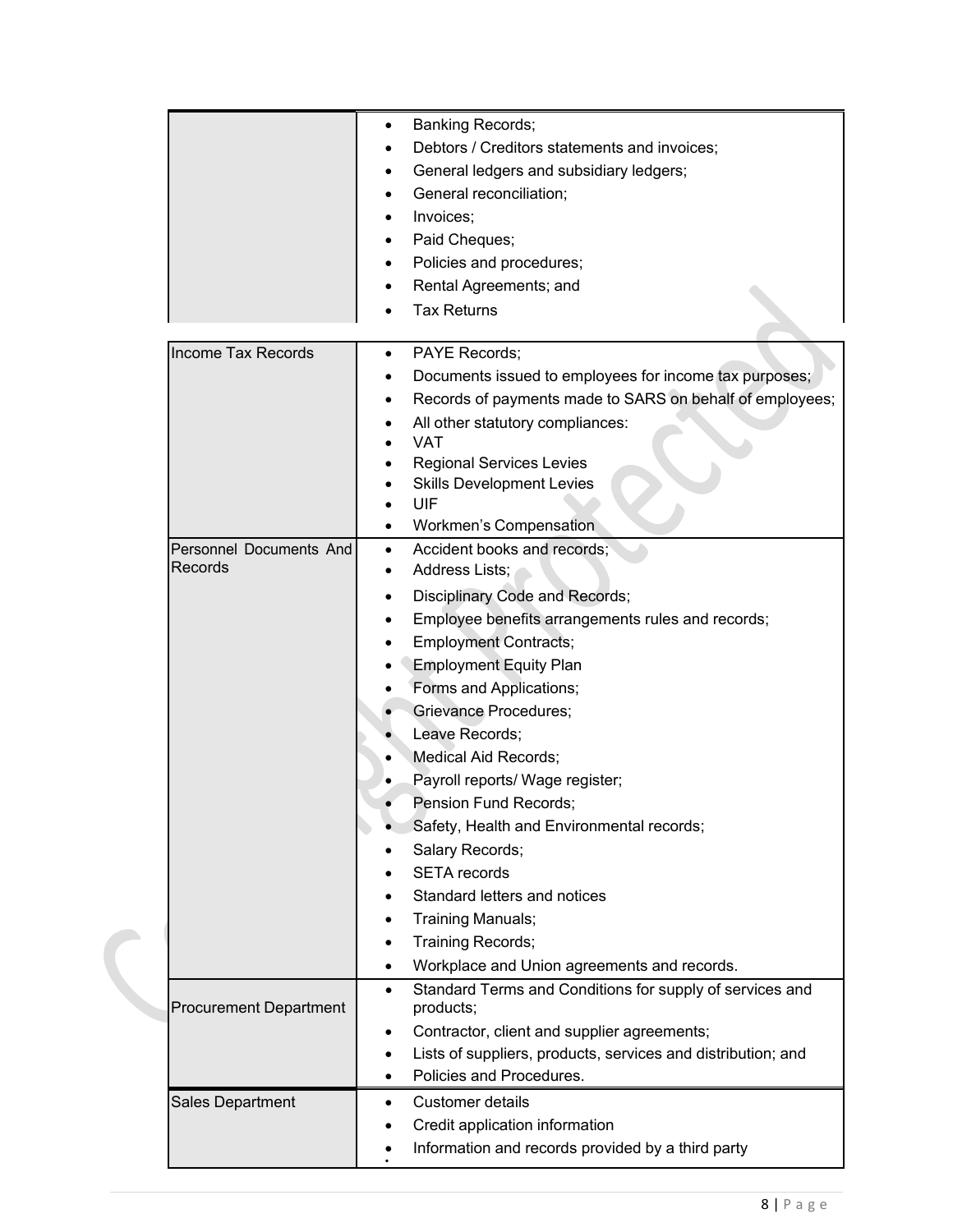| | |
|---|---|
| | • Banking Records;<br>• Debtors / Creditors statements and invoices;<br>• General ledgers and subsidiary ledgers;<br>• General reconciliation;<br>• Invoices;<br>• Paid Cheques;<br>• Policies and procedures;<br>• Rental Agreements; and<br>• Tax Returns |
| Income Tax Records | • PAYE Records;<br>• Documents issued to employees for income tax purposes;<br>• Records of payments made to SARS on behalf of employees;<br>• All other statutory compliances:<br>• VAT<br>• Regional Services Levies<br>• Skills Development Levies<br>• UIF<br>• Workmen's Compensation |
| Personnel Documents And Records | • Accident books and records;<br>• Address Lists;<br>• Disciplinary Code and Records;<br>• Employee benefits arrangements rules and records;<br>• Employment Contracts;<br>• Employment Equity Plan<br>• Forms and Applications;<br>• Grievance Procedures;<br>• Leave Records;<br>• Medical Aid Records;<br>• Payroll reports/ Wage register;<br>• Pension Fund Records;<br>• Safety, Health and Environmental records;<br>• Salary Records;<br>• SETA records<br>• Standard letters and notices<br>• Training Manuals;<br>• Training Records;<br>• Workplace and Union agreements and records. |
| Procurement Department | • Standard Terms and Conditions for supply of services and products;<br>• Contractor, client and supplier agreements;<br>• Lists of suppliers, products, services and distribution; and<br>• Policies and Procedures. |
| Sales Department | • Customer details<br>• Credit application information<br>• Information and records provided by a third party |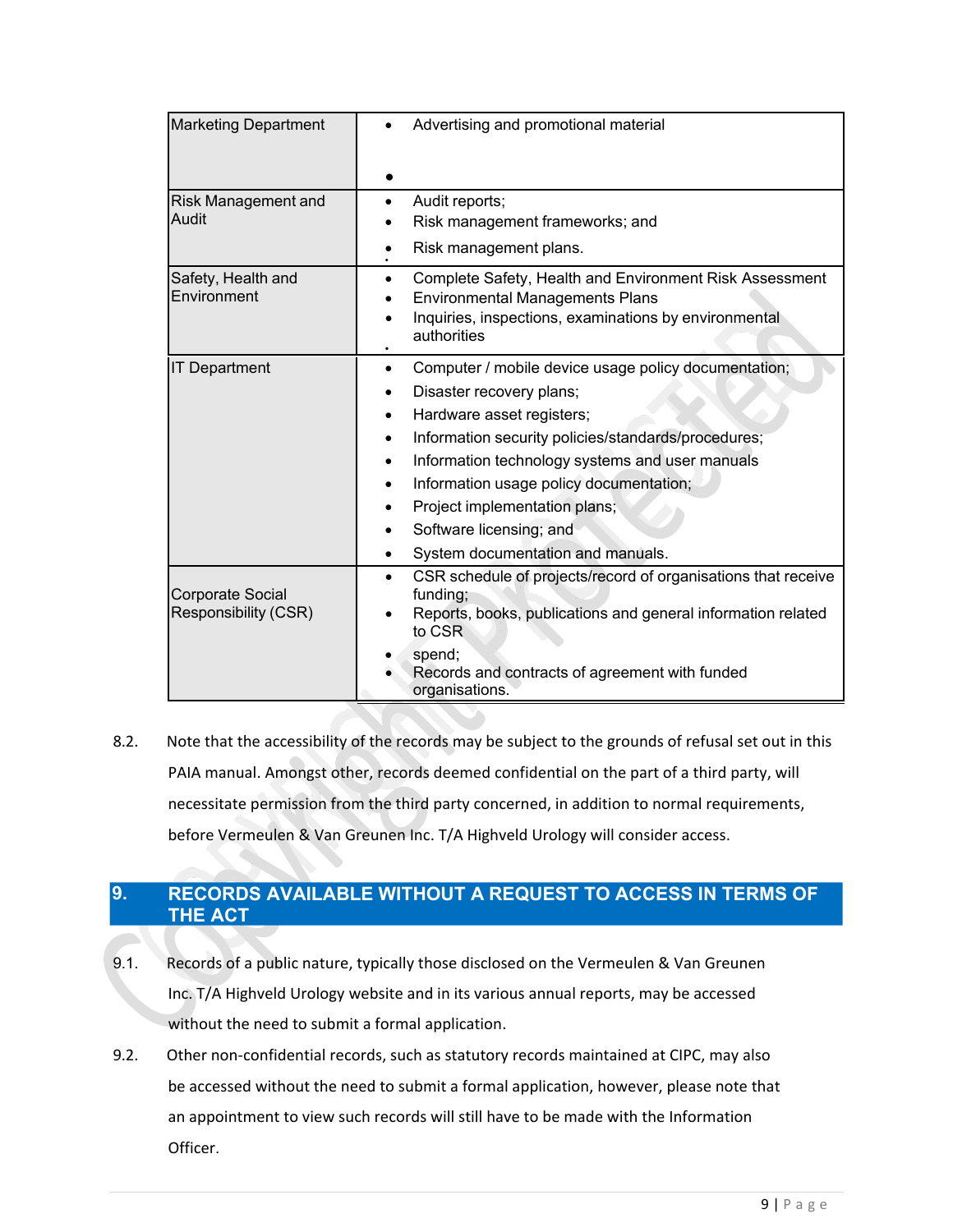| | |
|---|---|
| Marketing Department | • Advertising and promotional material<br>• |
| Risk Management and Audit | • Audit reports;<br>• Risk management frameworks; and<br>• Risk management plans. |
| Safety, Health and Environment | • Complete Safety, Health and Environment Risk Assessment<br>• Environmental Managements Plans<br>• Inquiries, inspections, examinations by environmental authorities |
| IT Department | • Computer / mobile device usage policy documentation;<br>• Disaster recovery plans;<br>• Hardware asset registers;<br>• Information security policies/standards/procedures;<br>• Information technology systems and user manuals<br>• Information usage policy documentation;<br>• Project implementation plans;<br>• Software licensing; and<br>• System documentation and manuals. |
| Corporate Social Responsibility (CSR) | • CSR schedule of projects/record of organisations that receive funding;<br>• Reports, books, publications and general information related to CSR<br>• spend;<br>• Records and contracts of agreement with funded organisations. |

8.2. Note that the accessibility of the records may be subject to the grounds of refusal set out in this PAIA manual. Amongst other, records deemed confidential on the part of a third party, will necessitate permission from the third party concerned, in addition to normal requirements, before Vermeulen & Van Greunen Inc. T/A Highveld Urology will consider access.

## 9. RECORDS AVAILABLE WITHOUT A REQUEST TO ACCESS IN TERMS OF THE ACT

9.1. Records of a public nature, typically those disclosed on the Vermeulen & Van Greunen Inc. T/A Highveld Urology website and in its various annual reports, may be accessed without the need to submit a formal application.

9.2. Other non-confidential records, such as statutory records maintained at CIPC, may also be accessed without the need to submit a formal application, however, please note that an appointment to view such records will still have to be made with the Information Officer.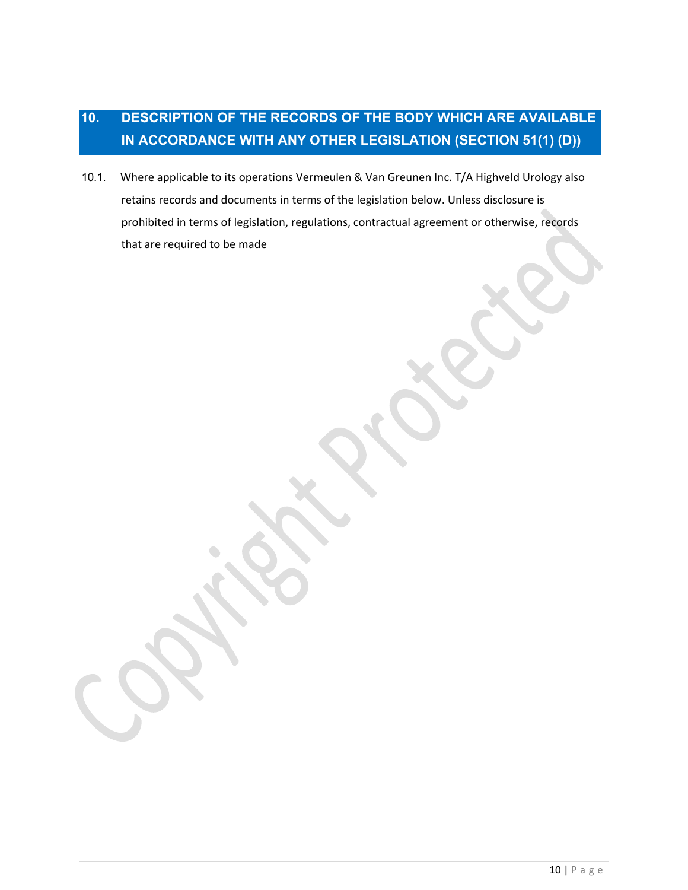## 10. DESCRIPTION OF THE RECORDS OF THE BODY WHICH ARE AVAILABLE IN ACCORDANCE WITH ANY OTHER LEGISLATION (SECTION 51(1) (D))

10.1. Where applicable to its operations Vermeulen & Van Greunen Inc. T/A Highveld Urology also retains records and documents in terms of the legislation below. Unless disclosure is prohibited in terms of legislation, regulations, contractual agreement or otherwise, records that are required to be made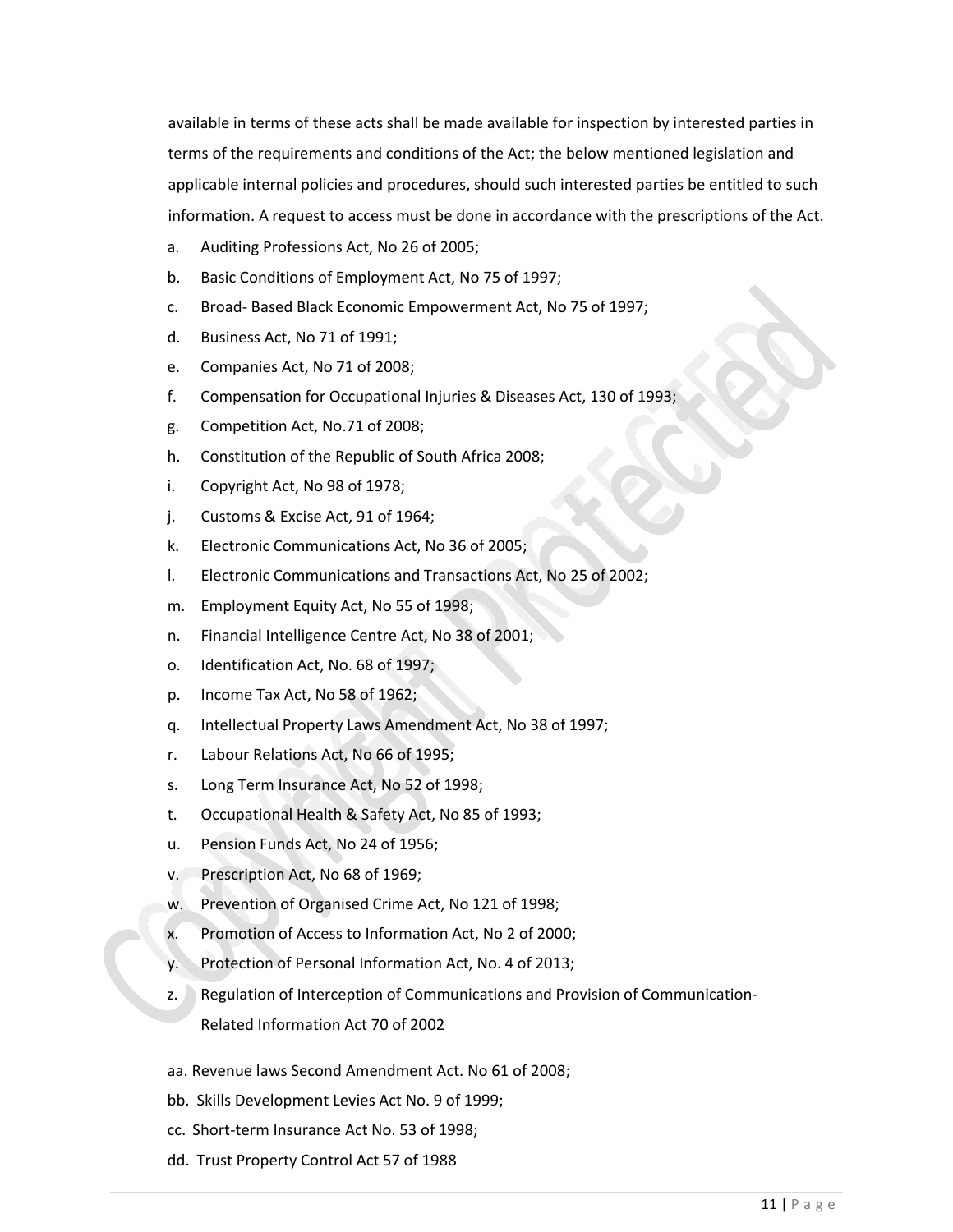available in terms of these acts shall be made available for inspection by interested parties in terms of the requirements and conditions of the Act; the below mentioned legislation and applicable internal policies and procedures, should such interested parties be entitled to such information. A request to access must be done in accordance with the prescriptions of the Act.

a. Auditing Professions Act, No 26 of 2005;
b. Basic Conditions of Employment Act, No 75 of 1997;
c. Broad- Based Black Economic Empowerment Act, No 75 of 1997;
d. Business Act, No 71 of 1991;
e. Companies Act, No 71 of 2008;
f. Compensation for Occupational Injuries & Diseases Act, 130 of 1993;
g. Competition Act, No.71 of 2008;
h. Constitution of the Republic of South Africa 2008;
i. Copyright Act, No 98 of 1978;
j. Customs & Excise Act, 91 of 1964;
k. Electronic Communications Act, No 36 of 2005;
l. Electronic Communications and Transactions Act, No 25 of 2002;
m. Employment Equity Act, No 55 of 1998;
n. Financial Intelligence Centre Act, No 38 of 2001;
o. Identification Act, No. 68 of 1997;
p. Income Tax Act, No 58 of 1962;
q. Intellectual Property Laws Amendment Act, No 38 of 1997;
r. Labour Relations Act, No 66 of 1995;
s. Long Term Insurance Act, No 52 of 1998;
t. Occupational Health & Safety Act, No 85 of 1993;
u. Pension Funds Act, No 24 of 1956;
v. Prescription Act, No 68 of 1969;
w. Prevention of Organised Crime Act, No 121 of 1998;
x. Promotion of Access to Information Act, No 2 of 2000;
y. Protection of Personal Information Act, No. 4 of 2013;
z. Regulation of Interception of Communications and Provision of Communication-Related Information Act 70 of 2002

aa. Revenue laws Second Amendment Act. No 61 of 2008;
bb. Skills Development Levies Act No. 9 of 1999;
cc. Short-term Insurance Act No. 53 of 1998;
dd. Trust Property Control Act 57 of 1988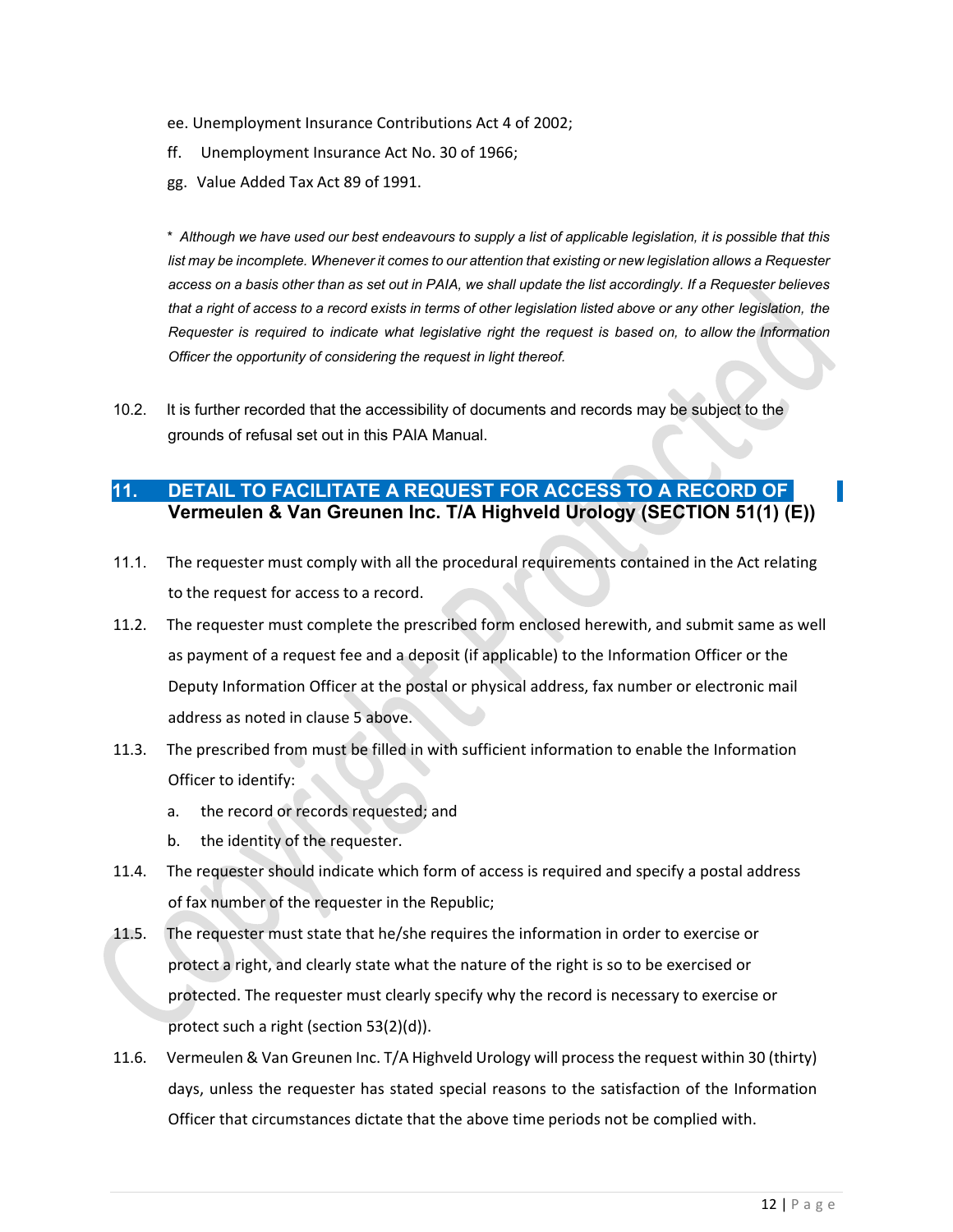ee. Unemployment Insurance Contributions Act 4 of 2002;

ff. Unemployment Insurance Act No. 30 of 1966;

gg. Value Added Tax Act 89 of 1991.

* *Although we have used our best endeavours to supply a list of applicable legislation, it is possible that this list may be incomplete. Whenever it comes to our attention that existing or new legislation allows a Requester access on a basis other than as set out in PAIA, we shall update the list accordingly. If a Requester believes that a right of access to a record exists in terms of other legislation listed above or any other legislation, the Requester is required to indicate what legislative right the request is based on, to allow the Information Officer the opportunity of considering the request in light thereof.*

10.2. It is further recorded that the accessibility of documents and records may be subject to the grounds of refusal set out in this PAIA Manual.

## 11. DETAIL TO FACILITATE A REQUEST FOR ACCESS TO A RECORD OF Vermeulen & Van Greunen Inc. T/A Highveld Urology (SECTION 51(1) (E))

11.1. The requester must comply with all the procedural requirements contained in the Act relating to the request for access to a record.

11.2. The requester must complete the prescribed form enclosed herewith, and submit same as well as payment of a request fee and a deposit (if applicable) to the Information Officer or the Deputy Information Officer at the postal or physical address, fax number or electronic mail address as noted in clause 5 above.

11.3. The prescribed from must be filled in with sufficient information to enable the Information Officer to identify:

a. the record or records requested; and

b. the identity of the requester.

11.4. The requester should indicate which form of access is required and specify a postal address of fax number of the requester in the Republic;

11.5. The requester must state that he/she requires the information in order to exercise or protect a right, and clearly state what the nature of the right is so to be exercised or protected. The requester must clearly specify why the record is necessary to exercise or protect such a right (section 53(2)(d)).

11.6. Vermeulen & Van Greunen Inc. T/A Highveld Urology will process the request within 30 (thirty) days, unless the requester has stated special reasons to the satisfaction of the Information Officer that circumstances dictate that the above time periods not be complied with.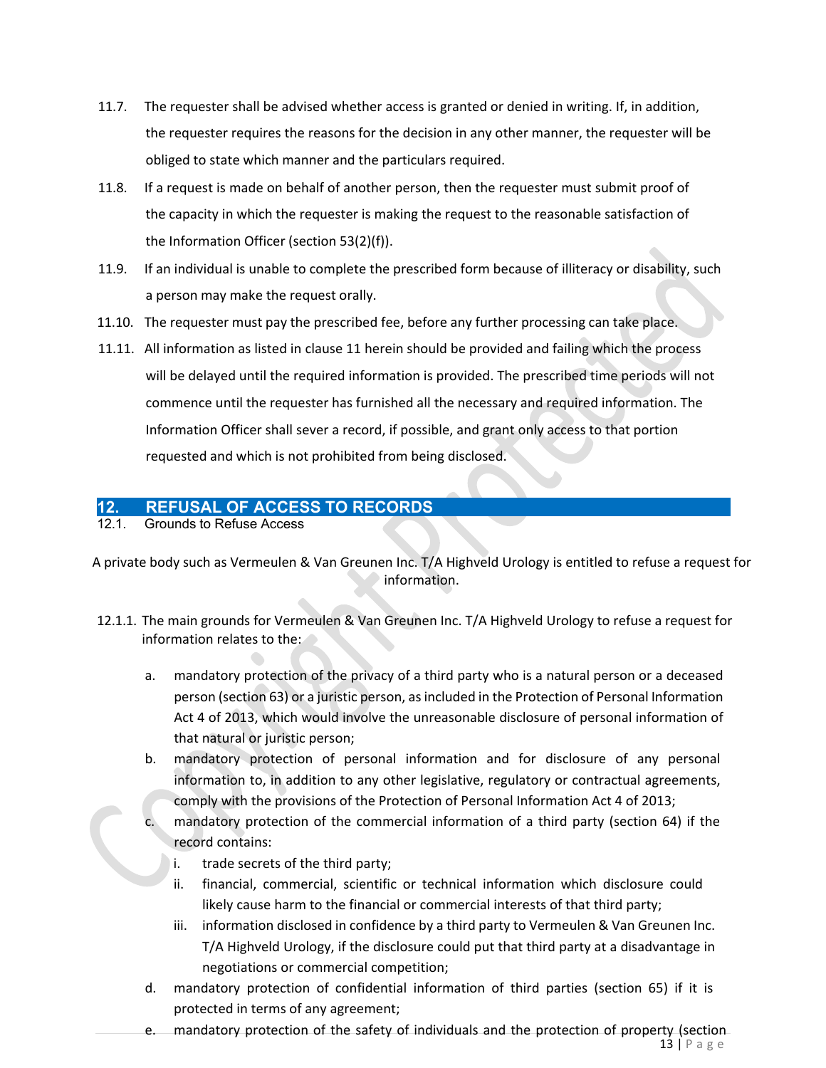11.7. The requester shall be advised whether access is granted or denied in writing. If, in addition, the requester requires the reasons for the decision in any other manner, the requester will be obliged to state which manner and the particulars required.

11.8. If a request is made on behalf of another person, then the requester must submit proof of the capacity in which the requester is making the request to the reasonable satisfaction of the Information Officer (section 53(2)(f)).

11.9. If an individual is unable to complete the prescribed form because of illiteracy or disability, such a person may make the request orally.

11.10. The requester must pay the prescribed fee, before any further processing can take place.

11.11. All information as listed in clause 11 herein should be provided and failing which the process will be delayed until the required information is provided. The prescribed time periods will not commence until the requester has furnished all the necessary and required information. The Information Officer shall sever a record, if possible, and grant only access to that portion requested and which is not prohibited from being disclosed.

## 12. REFUSAL OF ACCESS TO RECORDS

12.1. Grounds to Refuse Access

A private body such as Vermeulen & Van Greunen Inc. T/A Highveld Urology is entitled to refuse a request for information.

12.1.1. The main grounds for Vermeulen & Van Greunen Inc. T/A Highveld Urology to refuse a request for information relates to the:

a. mandatory protection of the privacy of a third party who is a natural person or a deceased person (section 63) or a juristic person, as included in the Protection of Personal Information Act 4 of 2013, which would involve the unreasonable disclosure of personal information of that natural or juristic person;

b. mandatory protection of personal information and for disclosure of any personal information to, in addition to any other legislative, regulatory or contractual agreements, comply with the provisions of the Protection of Personal Information Act 4 of 2013;

c. mandatory protection of the commercial information of a third party (section 64) if the record contains:
   i. trade secrets of the third party;
   ii. financial, commercial, scientific or technical information which disclosure could likely cause harm to the financial or commercial interests of that third party;
   iii. information disclosed in confidence by a third party to Vermeulen & Van Greunen Inc. T/A Highveld Urology, if the disclosure could put that third party at a disadvantage in negotiations or commercial competition;

d. mandatory protection of confidential information of third parties (section 65) if it is protected in terms of any agreement;

e. mandatory protection of the safety of individuals and the protection of property (section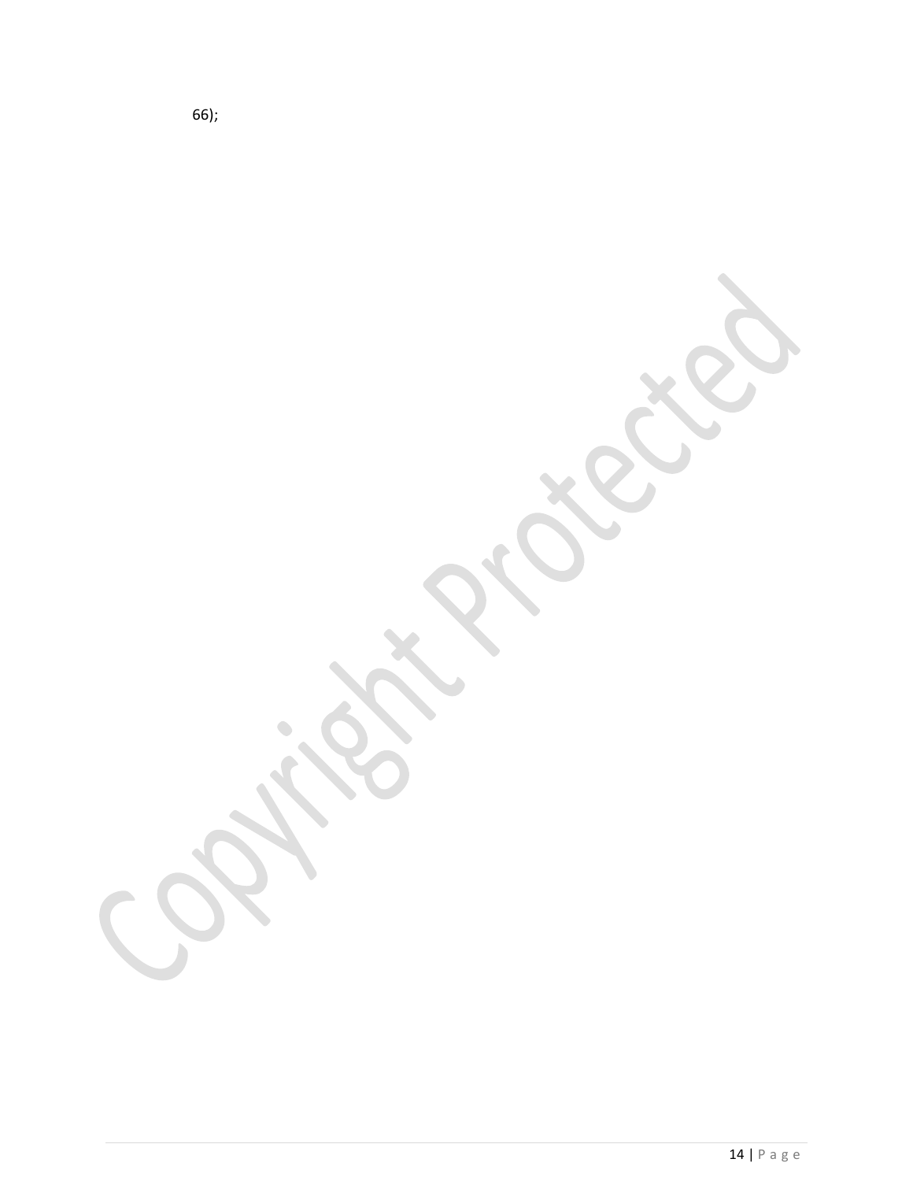66);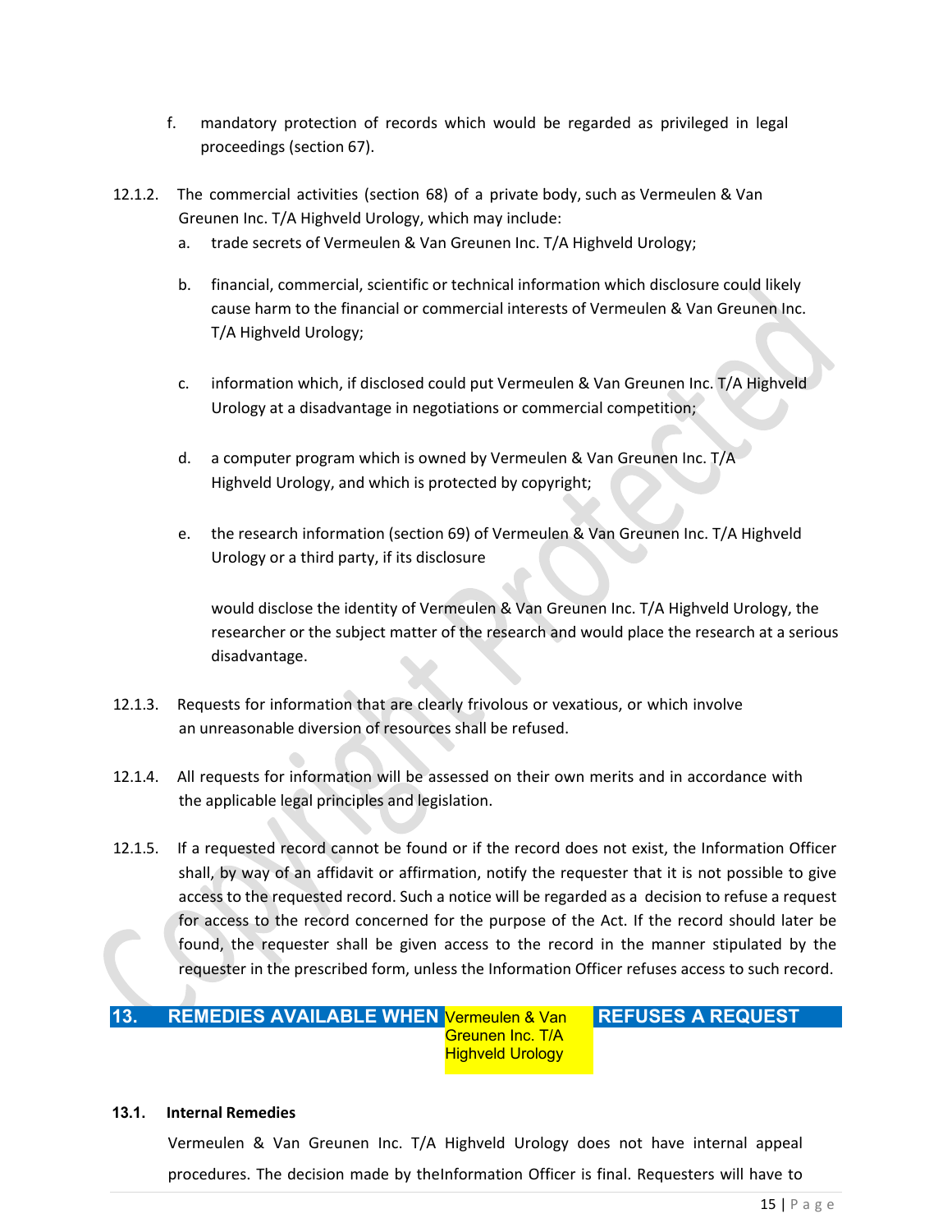f. mandatory protection of records which would be regarded as privileged in legal proceedings (section 67).

12.1.2. The commercial activities (section 68) of a private body, such as Vermeulen & Van Greunen Inc. T/A Highveld Urology, which may include:

a. trade secrets of Vermeulen & Van Greunen Inc. T/A Highveld Urology;

b. financial, commercial, scientific or technical information which disclosure could likely cause harm to the financial or commercial interests of Vermeulen & Van Greunen Inc. T/A Highveld Urology;

c. information which, if disclosed could put Vermeulen & Van Greunen Inc. T/A Highveld Urology at a disadvantage in negotiations or commercial competition;

d. a computer program which is owned by Vermeulen & Van Greunen Inc. T/A Highveld Urology, and which is protected by copyright;

e. the research information (section 69) of Vermeulen & Van Greunen Inc. T/A Highveld Urology or a third party, if its disclosure

would disclose the identity of Vermeulen & Van Greunen Inc. T/A Highveld Urology, the researcher or the subject matter of the research and would place the research at a serious disadvantage.

12.1.3. Requests for information that are clearly frivolous or vexatious, or which involve an unreasonable diversion of resources shall be refused.

12.1.4. All requests for information will be assessed on their own merits and in accordance with the applicable legal principles and legislation.

12.1.5. If a requested record cannot be found or if the record does not exist, the Information Officer shall, by way of an affidavit or affirmation, notify the requester that it is not possible to give access to the requested record. Such a notice will be regarded as a decision to refuse a request for access to the record concerned for the purpose of the Act. If the record should later be found, the requester shall be given access to the record in the manner stipulated by the requester in the prescribed form, unless the Information Officer refuses access to such record.

## 13. REMEDIES AVAILABLE WHEN Vermeulen & Van Greunen Inc. T/A Highveld Urology REFUSES A REQUEST

### 13.1. Internal Remedies

Vermeulen & Van Greunen Inc. T/A Highveld Urology does not have internal appeal procedures. The decision made by theInformation Officer is final. Requesters will have to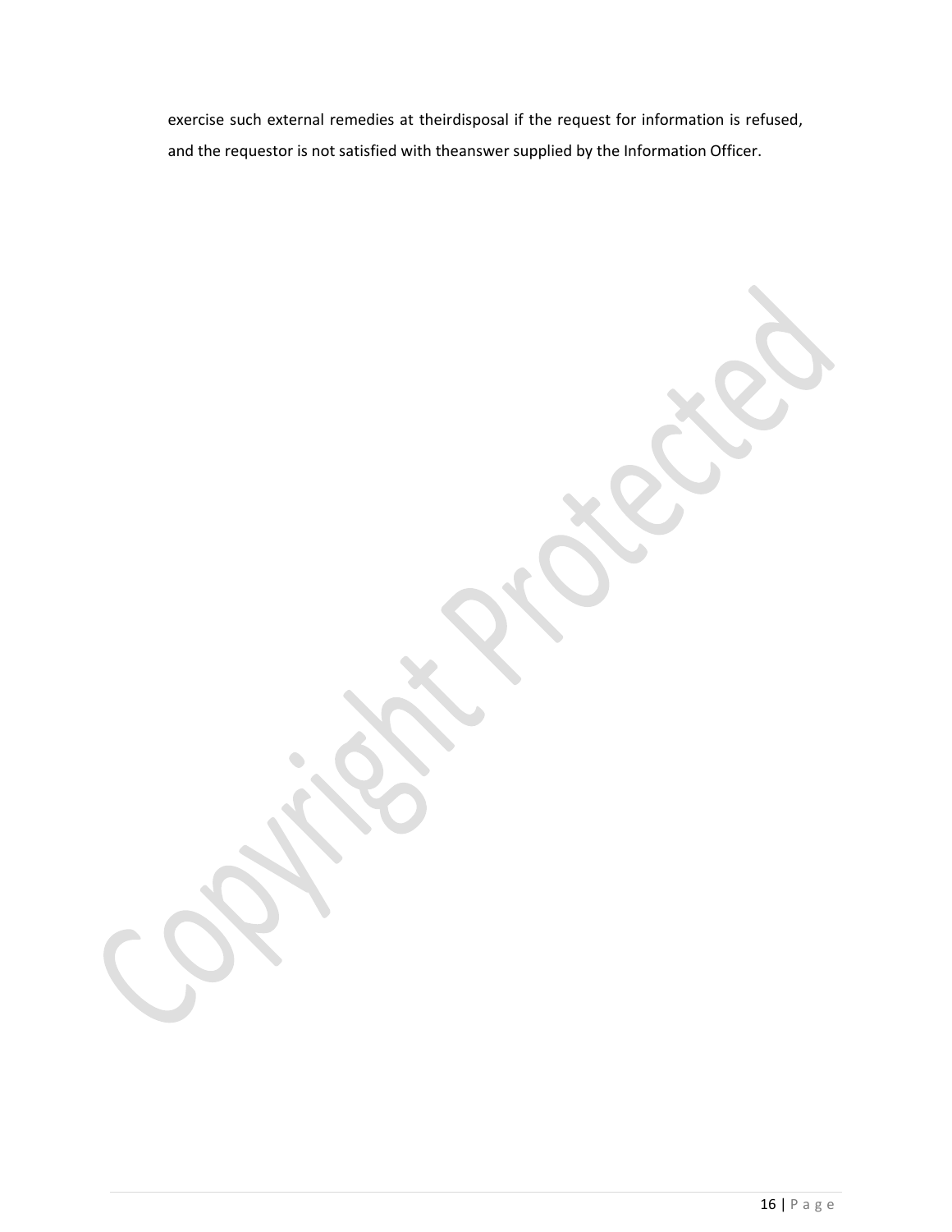exercise such external remedies at theirdisposal if the request for information is refused, and the requestor is not satisfied with theanswer supplied by the Information Officer.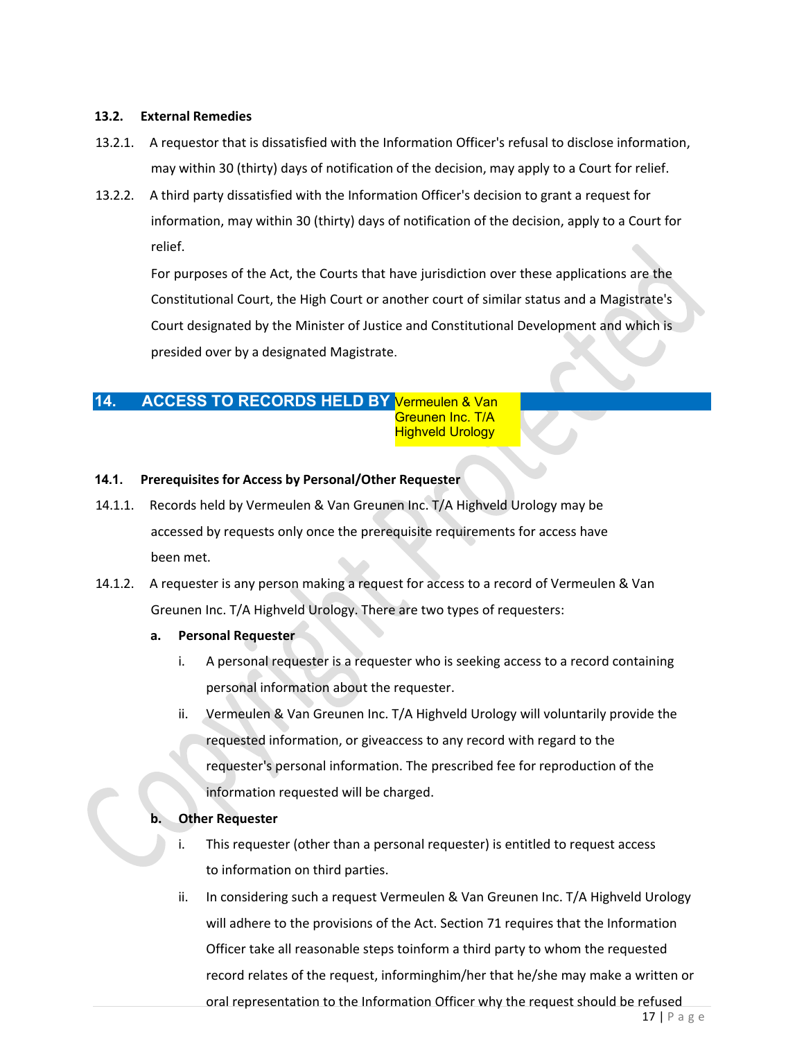### 13.2. External Remedies

13.2.1. A requestor that is dissatisfied with the Information Officer's refusal to disclose information, may within 30 (thirty) days of notification of the decision, may apply to a Court for relief.

13.2.2. A third party dissatisfied with the Information Officer's decision to grant a request for information, may within 30 (thirty) days of notification of the decision, apply to a Court for relief.

For purposes of the Act, the Courts that have jurisdiction over these applications are the Constitutional Court, the High Court or another court of similar status and a Magistrate's Court designated by the Minister of Justice and Constitutional Development and which is presided over by a designated Magistrate.

## 14. ACCESS TO RECORDS HELD BY Vermeulen & Van Greunen Inc. T/A Highveld Urology

### 14.1. Prerequisites for Access by Personal/Other Requester

14.1.1. Records held by Vermeulen & Van Greunen Inc. T/A Highveld Urology may be accessed by requests only once the prerequisite requirements for access have been met.

14.1.2. A requester is any person making a request for access to a record of Vermeulen & Van Greunen Inc. T/A Highveld Urology. There are two types of requesters:

**a. Personal Requester**

i. A personal requester is a requester who is seeking access to a record containing personal information about the requester.

ii. Vermeulen & Van Greunen Inc. T/A Highveld Urology will voluntarily provide the requested information, or giveaccess to any record with regard to the requester's personal information. The prescribed fee for reproduction of the information requested will be charged.

**b. Other Requester**

i. This requester (other than a personal requester) is entitled to request access to information on third parties.

ii. In considering such a request Vermeulen & Van Greunen Inc. T/A Highveld Urology will adhere to the provisions of the Act. Section 71 requires that the Information Officer take all reasonable steps toinform a third party to whom the requested record relates of the request, informinghim/her that he/she may make a written or oral representation to the Information Officer why the request should be refused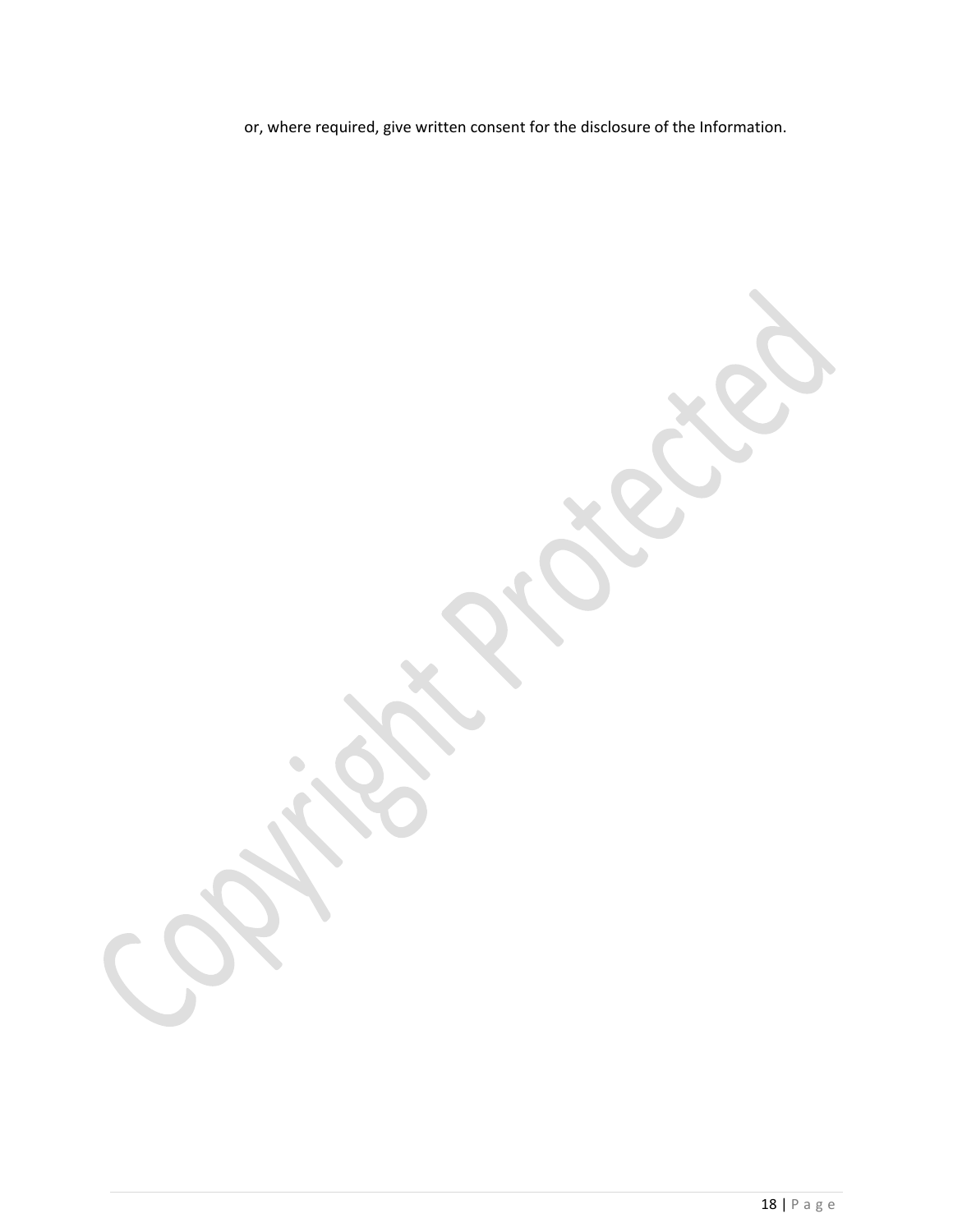or, where required, give written consent for the disclosure of the Information.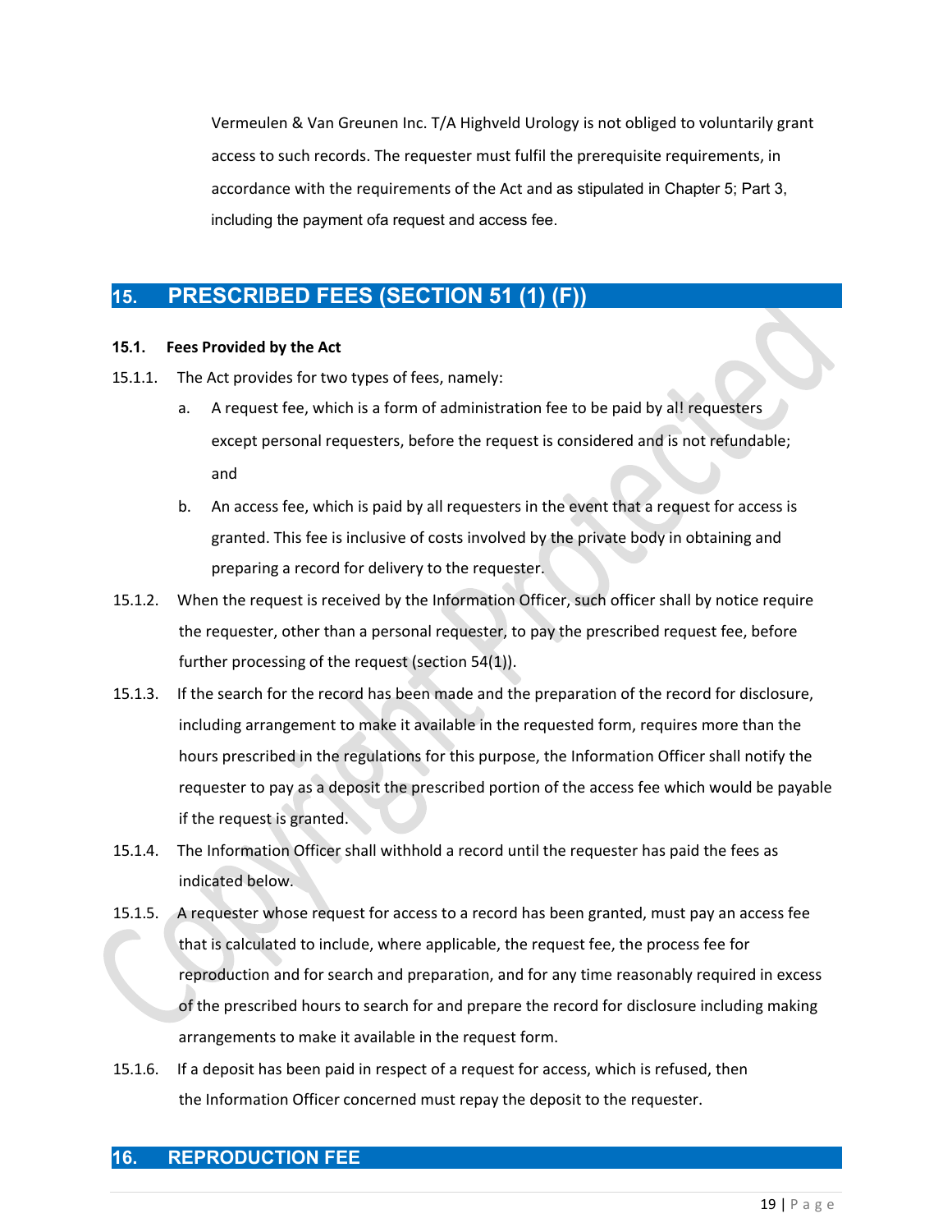Vermeulen & Van Greunen Inc. T/A Highveld Urology is not obliged to voluntarily grant access to such records. The requester must fulfil the prerequisite requirements, in accordance with the requirements of the Act and as stipulated in Chapter 5; Part 3, including the payment ofa request and access fee.

## 15. PRESCRIBED FEES (SECTION 51 (1) (F))

**15.1. Fees Provided by the Act**

15.1.1. The Act provides for two types of fees, namely:

a. A request fee, which is a form of administration fee to be paid by al! requesters except personal requesters, before the request is considered and is not refundable; and

b. An access fee, which is paid by all requesters in the event that a request for access is granted. This fee is inclusive of costs involved by the private body in obtaining and preparing a record for delivery to the requester.

15.1.2. When the request is received by the Information Officer, such officer shall by notice require the requester, other than a personal requester, to pay the prescribed request fee, before further processing of the request (section 54(1)).

15.1.3. If the search for the record has been made and the preparation of the record for disclosure, including arrangement to make it available in the requested form, requires more than the hours prescribed in the regulations for this purpose, the Information Officer shall notify the requester to pay as a deposit the prescribed portion of the access fee which would be payable if the request is granted.

15.1.4. The Information Officer shall withhold a record until the requester has paid the fees as indicated below.

15.1.5. A requester whose request for access to a record has been granted, must pay an access fee that is calculated to include, where applicable, the request fee, the process fee for reproduction and for search and preparation, and for any time reasonably required in excess of the prescribed hours to search for and prepare the record for disclosure including making arrangements to make it available in the request form.

15.1.6. If a deposit has been paid in respect of a request for access, which is refused, then the Information Officer concerned must repay the deposit to the requester.

## 16. REPRODUCTION FEE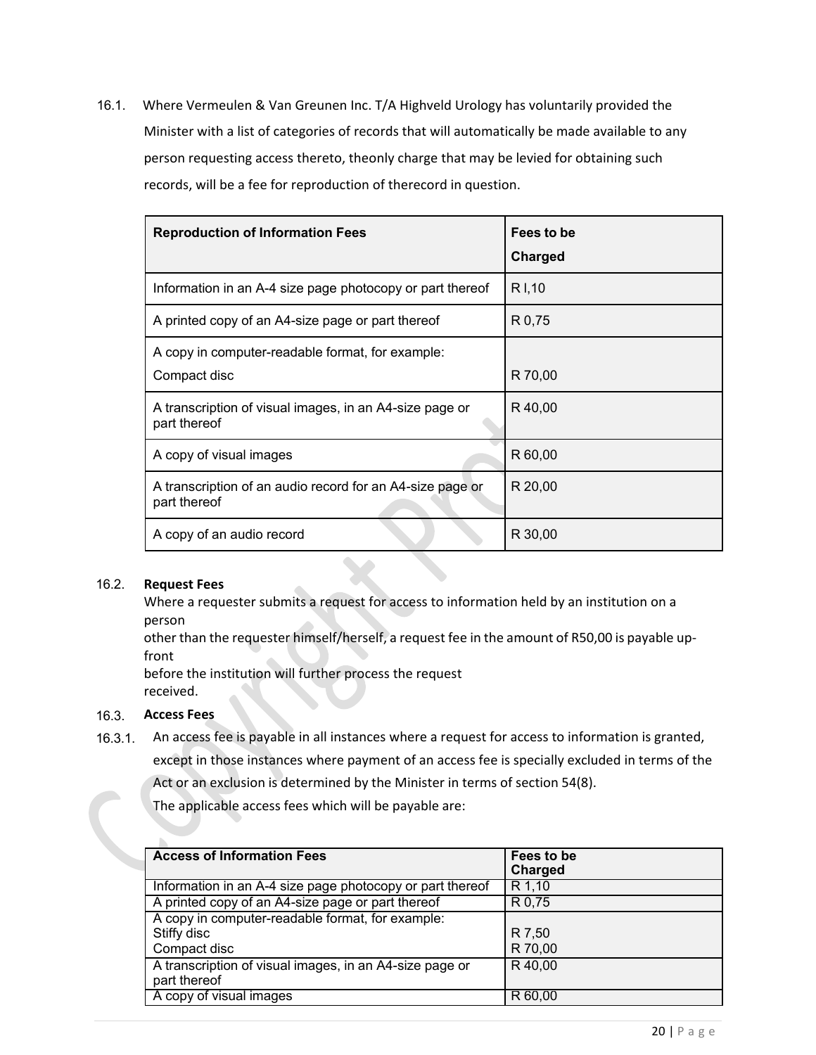16.1. Where Vermeulen & Van Greunen Inc. T/A Highveld Urology has voluntarily provided the Minister with a list of categories of records that will automatically be made available to any person requesting access thereto, theonly charge that may be levied for obtaining such records, will be a fee for reproduction of therecord in question.

| Reproduction of Information Fees | Fees to be Charged |
|---|---|
| Information in an A-4 size page photocopy or part thereof | R l,10 |
| A printed copy of an A4-size page or part thereof | R 0,75 |
| A copy in computer-readable format, for example: Compact disc | R 70,00 |
| A transcription of visual images, in an A4-size page or part thereof | R 40,00 |
| A copy of visual images | R 60,00 |
| A transcription of an audio record for an A4-size page or part thereof | R 20,00 |
| A copy of an audio record | R 30,00 |

16.2. **Request Fees**

Where a requester submits a request for access to information held by an institution on a person other than the requester himself/herself, a request fee in the amount of R50,00 is payable up-front before the institution will further process the request received.

16.3. **Access Fees**

16.3.1. An access fee is payable in all instances where a request for access to information is granted, except in those instances where payment of an access fee is specially excluded in terms of the Act or an exclusion is determined by the Minister in terms of section 54(8).

The applicable access fees which will be payable are:

| Access of Information Fees | Fees to be Charged |
|---|---|
| Information in an A-4 size page photocopy or part thereof | R 1,10 |
| A printed copy of an A4-size page or part thereof | R 0,75 |
| A copy in computer-readable format, for example: Stiffy disc Compact disc | R 7,50 R 70,00 |
| A transcription of visual images, in an A4-size page or part thereof | R 40,00 |
| A copy of visual images | R 60,00 |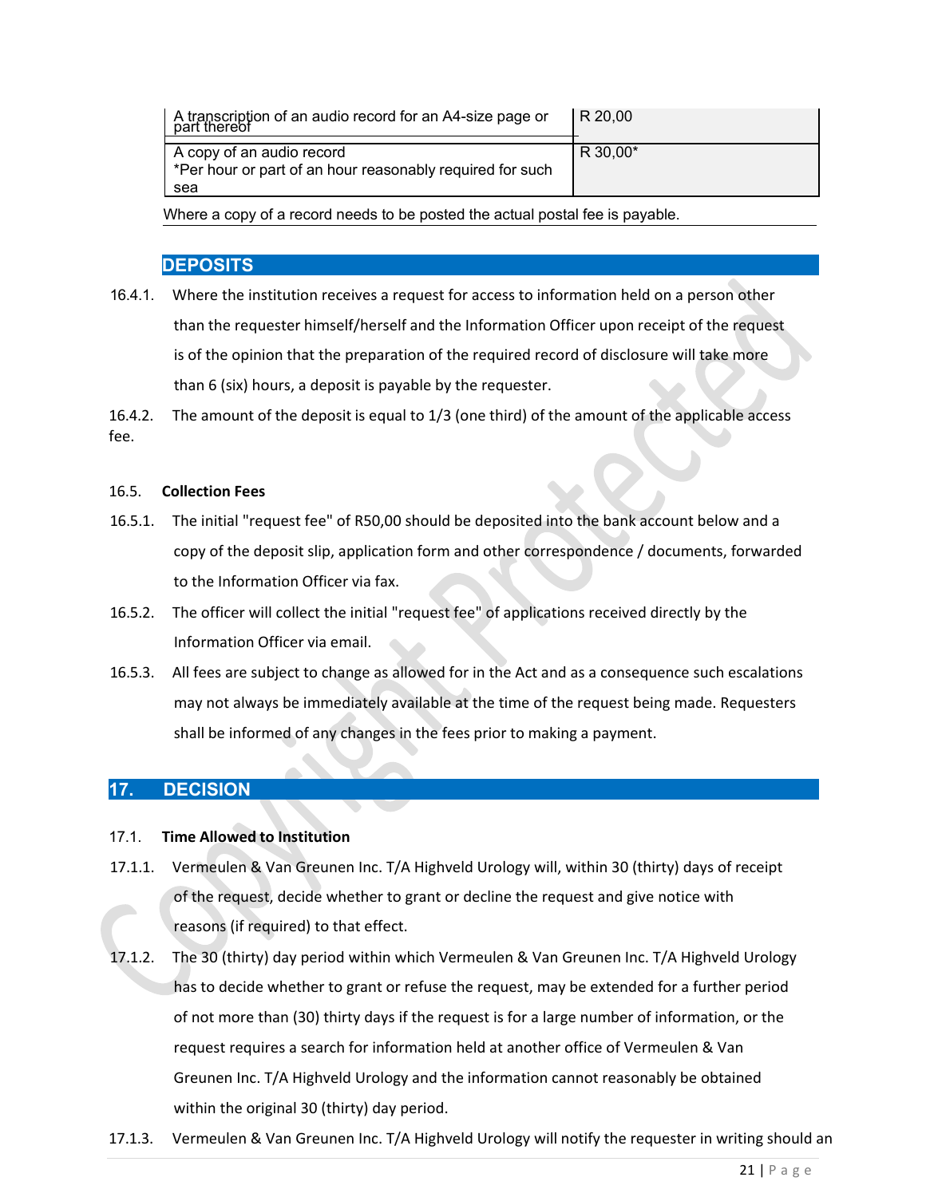| A transcription of an audio record for an A4-size page or part thereof | R 20,00 |
| --- | --- |
| A copy of an audio record *Per hour or part of an hour reasonably required for such sea | R 30,00* |

Where a copy of a record needs to be posted the actual postal fee is payable.

## DEPOSITS

16.4.1. Where the institution receives a request for access to information held on a person other than the requester himself/herself and the Information Officer upon receipt of the request is of the opinion that the preparation of the required record of disclosure will take more than 6 (six) hours, a deposit is payable by the requester.

16.4.2. The amount of the deposit is equal to 1/3 (one third) of the amount of the applicable access fee.

16.5. **Collection Fees**

16.5.1. The initial "request fee" of R50,00 should be deposited into the bank account below and a copy of the deposit slip, application form and other correspondence / documents, forwarded to the Information Officer via fax.

16.5.2. The officer will collect the initial "request fee" of applications received directly by the Information Officer via email.

16.5.3. All fees are subject to change as allowed for in the Act and as a consequence such escalations may not always be immediately available at the time of the request being made. Requesters shall be informed of any changes in the fees prior to making a payment.

## 17. DECISION

17.1. **Time Allowed to Institution**

17.1.1. Vermeulen & Van Greunen Inc. T/A Highveld Urology will, within 30 (thirty) days of receipt of the request, decide whether to grant or decline the request and give notice with reasons (if required) to that effect.

17.1.2. The 30 (thirty) day period within which Vermeulen & Van Greunen Inc. T/A Highveld Urology has to decide whether to grant or refuse the request, may be extended for a further period of not more than (30) thirty days if the request is for a large number of information, or the request requires a search for information held at another office of Vermeulen & Van Greunen Inc. T/A Highveld Urology and the information cannot reasonably be obtained within the original 30 (thirty) day period.

17.1.3. Vermeulen & Van Greunen Inc. T/A Highveld Urology will notify the requester in writing should an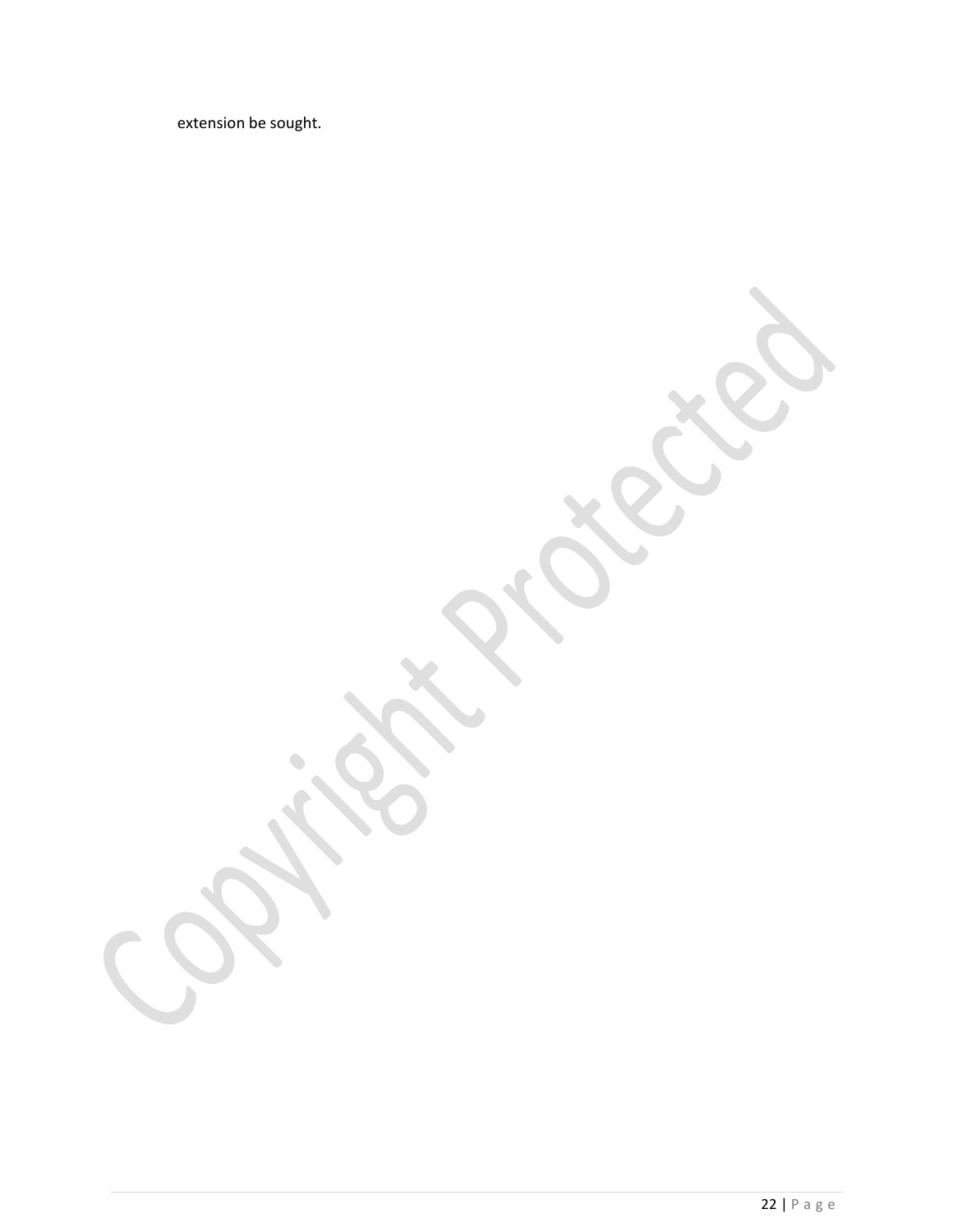extension be sought.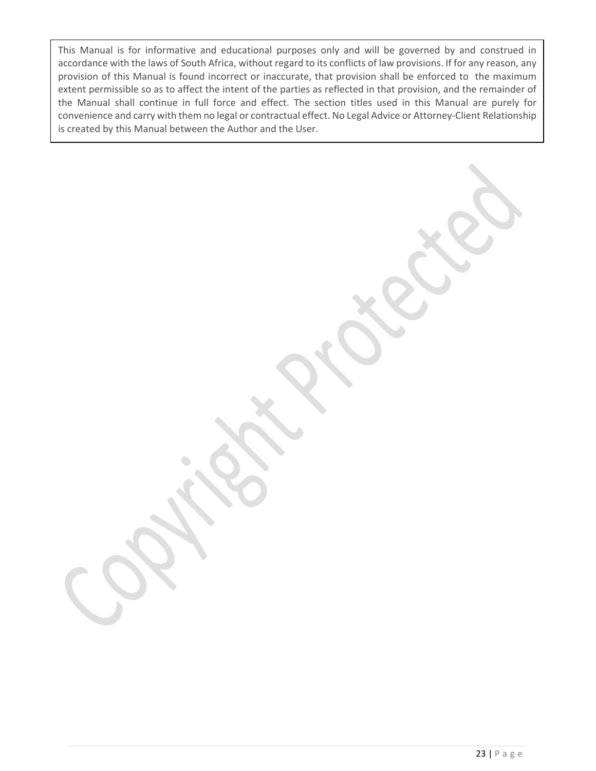This Manual is for informative and educational purposes only and will be governed by and construed in accordance with the laws of South Africa, without regard to its conflicts of law provisions. If for any reason, any provision of this Manual is found incorrect or inaccurate, that provision shall be enforced to the maximum extent permissible so as to affect the intent of the parties as reflected in that provision, and the remainder of the Manual shall continue in full force and effect. The section titles used in this Manual are purely for convenience and carry with them no legal or contractual effect. No Legal Advice or Attorney-Client Relationship is created by this Manual between the Author and the User.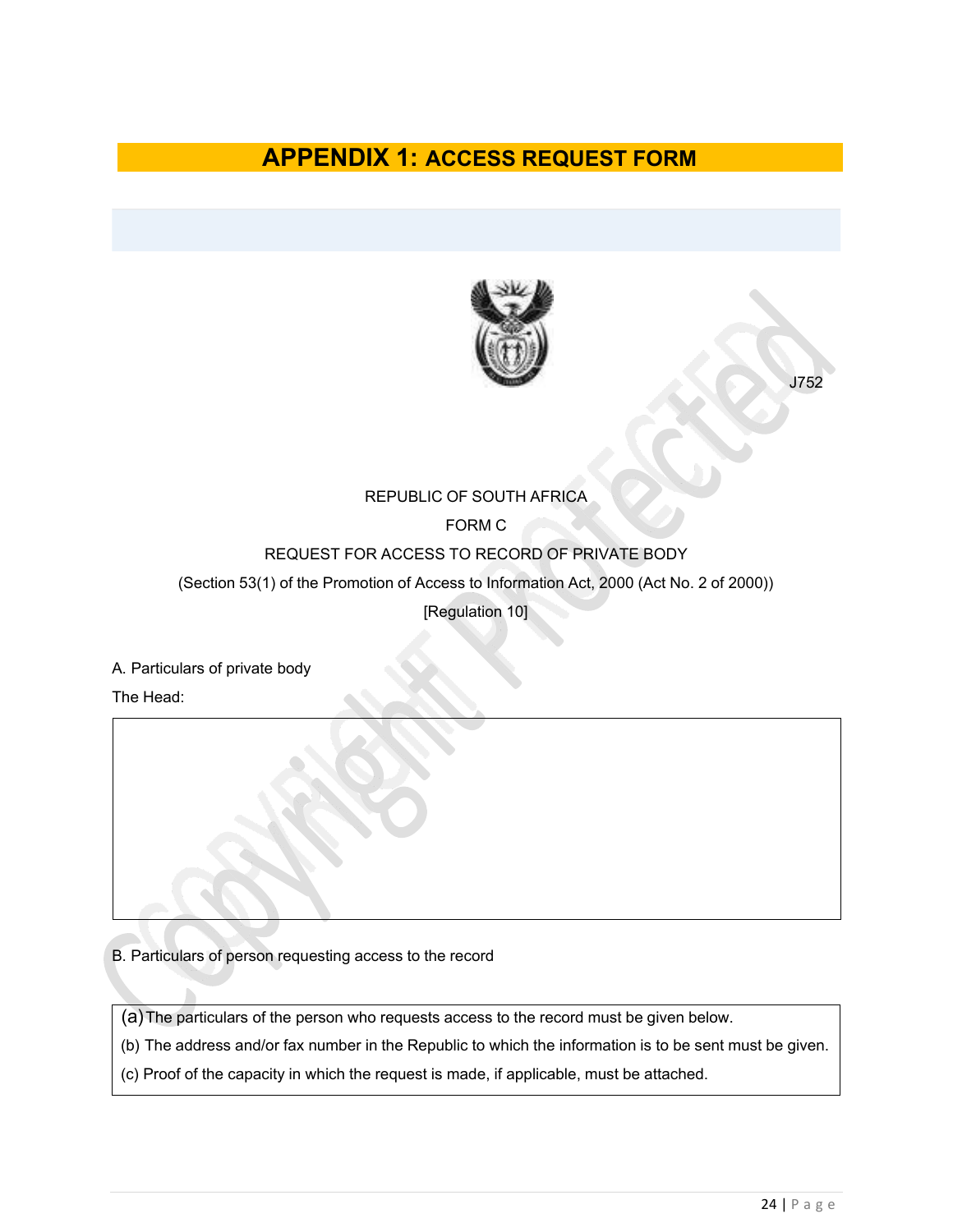# APPENDIX 1: ACCESS REQUEST FORM

J752

REPUBLIC OF SOUTH AFRICA

FORM C

REQUEST FOR ACCESS TO RECORD OF PRIVATE BODY

(Section 53(1) of the Promotion of Access to Information Act, 2000 (Act No. 2 of 2000))

[Regulation 10]

A. Particulars of private body

The Head:

| |
|---|
| |

B. Particulars of person requesting access to the record

| |
|---|
| (a) The particulars of the person who requests access to the record must be given below.<br>(b) The address and/or fax number in the Republic to which the information is to be sent must be given.<br>(c) Proof of the capacity in which the request is made, if applicable, must be attached. |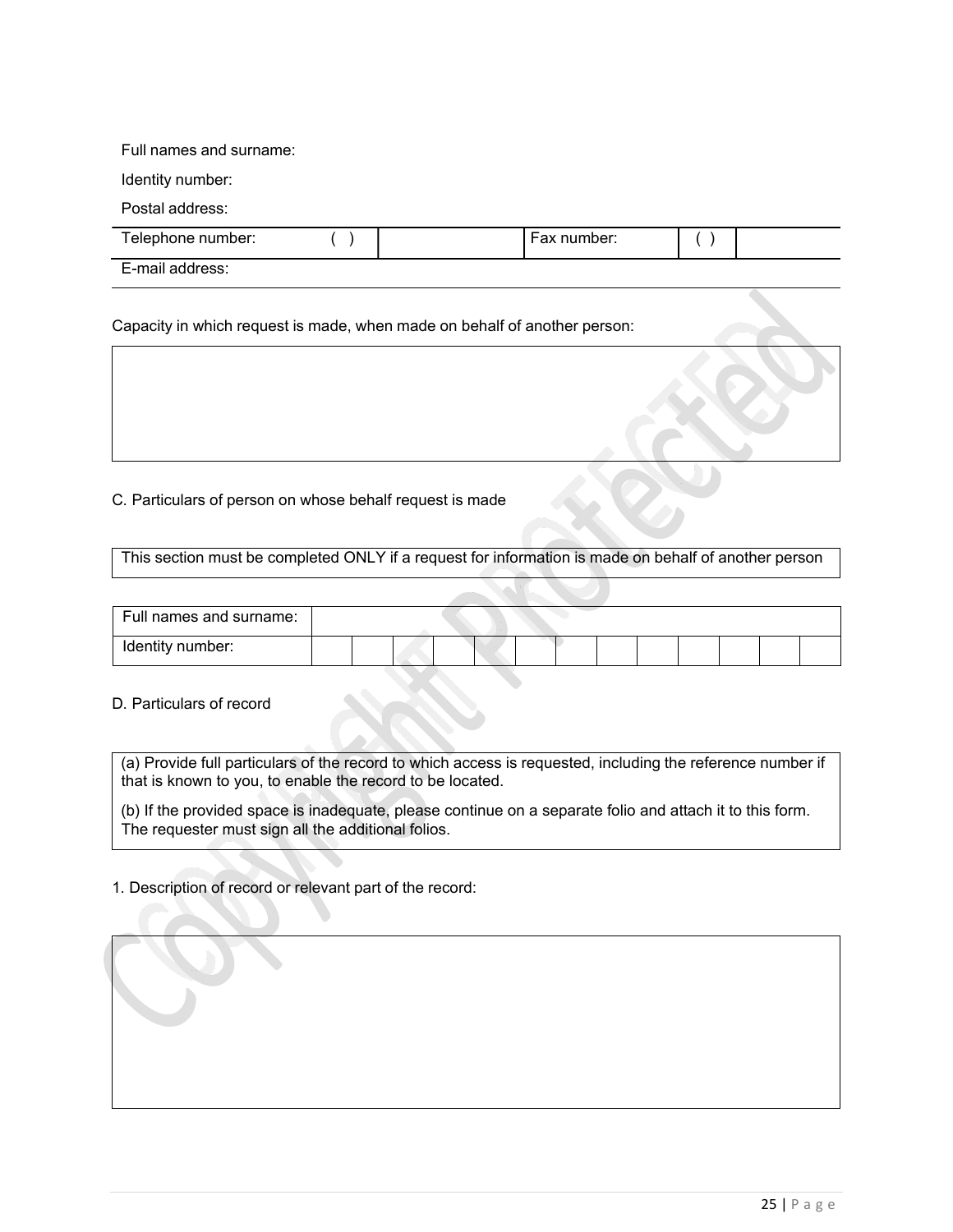Full names and surname:

Identity number:

Postal address:

| Telephone number: | ( ) | | Fax number: | ( ) | |
|---|---|---|---|---|---|
| E-mail address: | | | | | |

Capacity in which request is made, when made on behalf of another person:

| |
|---|
| |

C. Particulars of person on whose behalf request is made

| This section must be completed ONLY if a request for information is made on behalf of another person |
|---|

| Full names and surname: | | | | | | | | | | | | | |
|---|---|---|---|---|---|---|---|---|---|---|---|---|---|
| Identity number: | | | | | | | | | | | | | |

D. Particulars of record

| (a) Provide full particulars of the record to which access is requested, including the reference number if that is known to you, to enable the record to be located.<br><br>(b) If the provided space is inadequate, please continue on a separate folio and attach it to this form. The requester must sign all the additional folios. |
|---|

1. Description of record or relevant part of the record:

| |
|---|
| |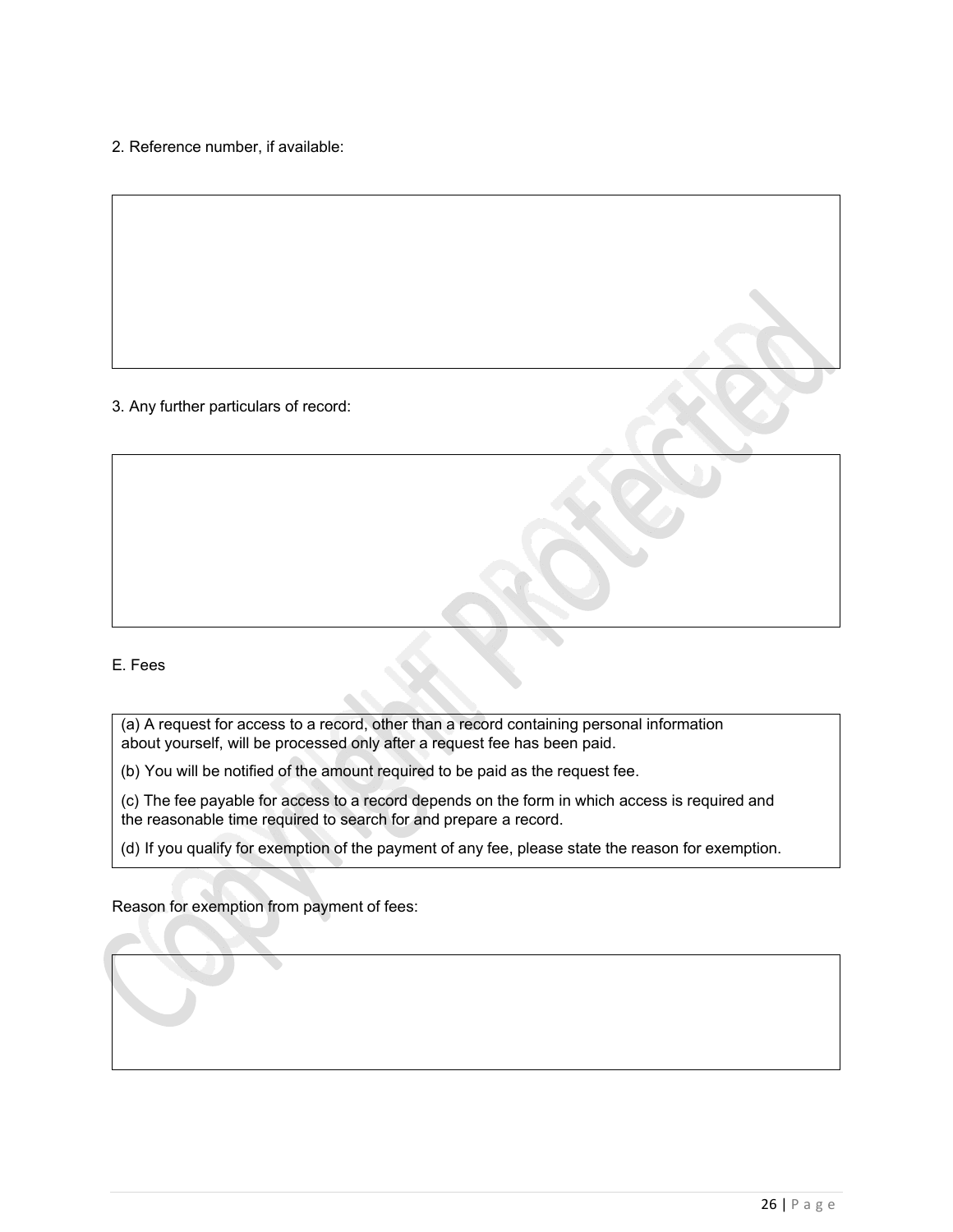2. Reference number, if available:

3. Any further particulars of record:

E. Fees

(a) A request for access to a record, other than a record containing personal information about yourself, will be processed only after a request fee has been paid.

(b) You will be notified of the amount required to be paid as the request fee.

(c) The fee payable for access to a record depends on the form in which access is required and the reasonable time required to search for and prepare a record.

(d) If you qualify for exemption of the payment of any fee, please state the reason for exemption.

Reason for exemption from payment of fees: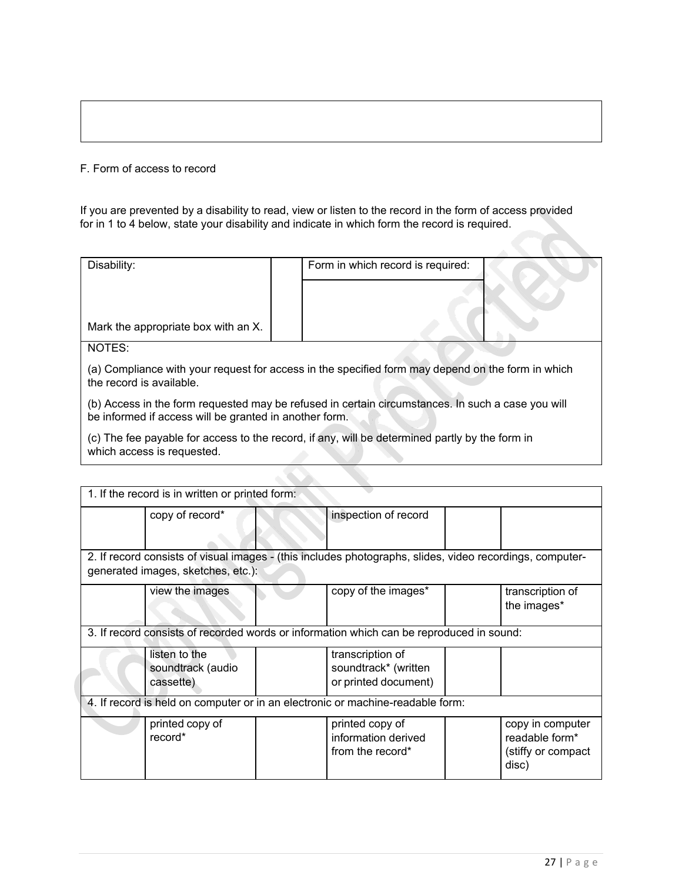F. Form of access to record

If you are prevented by a disability to read, view or listen to the record in the form of access provided for in 1 to 4 below, state your disability and indicate in which form the record is required.

| Disability: Mark the appropriate box with an X. | | Form in which record is required: | |
|---|---|---|---|

NOTES:

(a) Compliance with your request for access in the specified form may depend on the form in which the record is available.

(b) Access in the form requested may be refused in certain circumstances. In such a case you will be informed if access will be granted in another form.

(c) The fee payable for access to the record, if any, will be determined partly by the form in which access is requested.

| 1. If the record is in written or printed form: | | | | | |
|---|---|---|---|---|---|
| | copy of record* | | inspection of record | | |
| **2. If record consists of visual images - (this includes photographs, slides, video recordings, computer-generated images, sketches, etc.):** | | | | | |
| | view the images | | copy of the images* | | transcription of the images* |
| **3. If record consists of recorded words or information which can be reproduced in sound:** | | | | | |
| | listen to the soundtrack (audio cassette) | | transcription of soundtrack* (written or printed document) | | |
| **4. If record is held on computer or in an electronic or machine-readable form:** | | | | | |
| | printed copy of record* | | printed copy of information derived from the record* | | copy in computer readable form* (stiffy or compact disc) |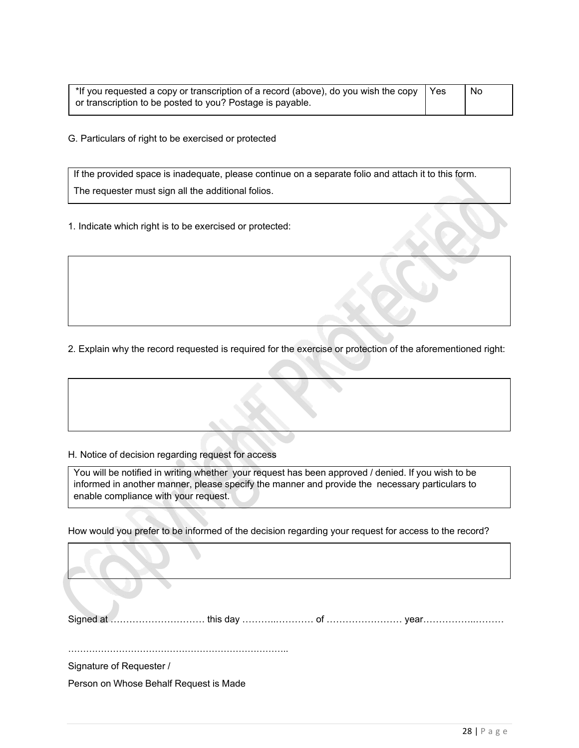| | | |
|---|---|---|
| *If you requested a copy or transcription of a record (above), do you wish the copy or transcription to be posted to you? Postage is payable. | Yes | No |

G. Particulars of right to be exercised or protected

| |
|---|
| If the provided space is inadequate, please continue on a separate folio and attach it to this form. The requester must sign all the additional folios. |

1. Indicate which right is to be exercised or protected:

| |
|---|
| |

2. Explain why the record requested is required for the exercise or protection of the aforementioned right:

| |
|---|
| |

H. Notice of decision regarding request for access

| |
|---|
| You will be notified in writing whether your request has been approved / denied. If you wish to be informed in another manner, please specify the manner and provide the necessary particulars to enable compliance with your request. |

How would you prefer to be informed of the decision regarding your request for access to the record?

| |
|---|
| |

Signed at ………………………… this day ………..………… of …………………… year……………..………

………………………………………………………………..

Signature of Requester /

Person on Whose Behalf Request is Made